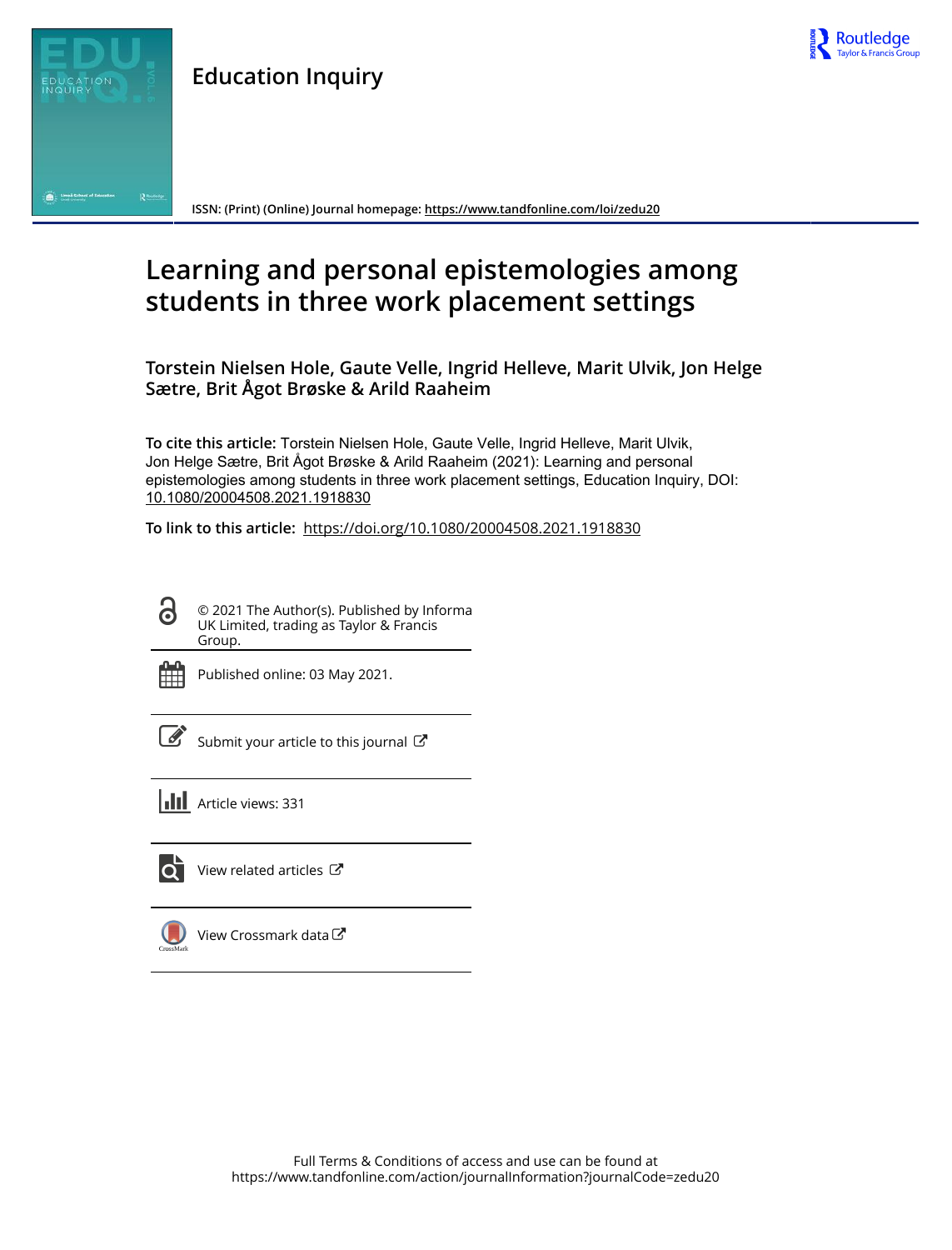# Education Inquiry

ISSN: (Print) (Online) Journal homepage: https://www.tandfonline.com/loi/zedu20

# Learning and personal epistemologies among students in three work placement settings

**Torstein Nielsen Hole, Gaute Velle, Ingrid Helleve, Marit Ulvik, Jon Helge Sætre, Brit Ågot Brøske & Arild Raaheim**

**To cite this article:** Torstein Nielsen Hole, Gaute Velle, Ingrid Helleve, Marit Ulvik, Jon Helge Sætre, Brit Ågot Brøske & Arild Raaheim (2021): Learning and personal epistemologies among students in three work placement settings, Education Inquiry, DOI: 10.1080/20004508.2021.1918830

**To link to this article:** https://doi.org/10.1080/20004508.2021.1918830

© 2021 The Author(s). Published by Informa UK Limited, trading as Taylor & Francis Group.

Published online: 03 May 2021.

Submit your article to this journal

Article views: 331

View related articles

View Crossmark data

Full Terms & Conditions of access and use can be found at https://www.tandfonline.com/action/journalInformation?journalCode=zedu20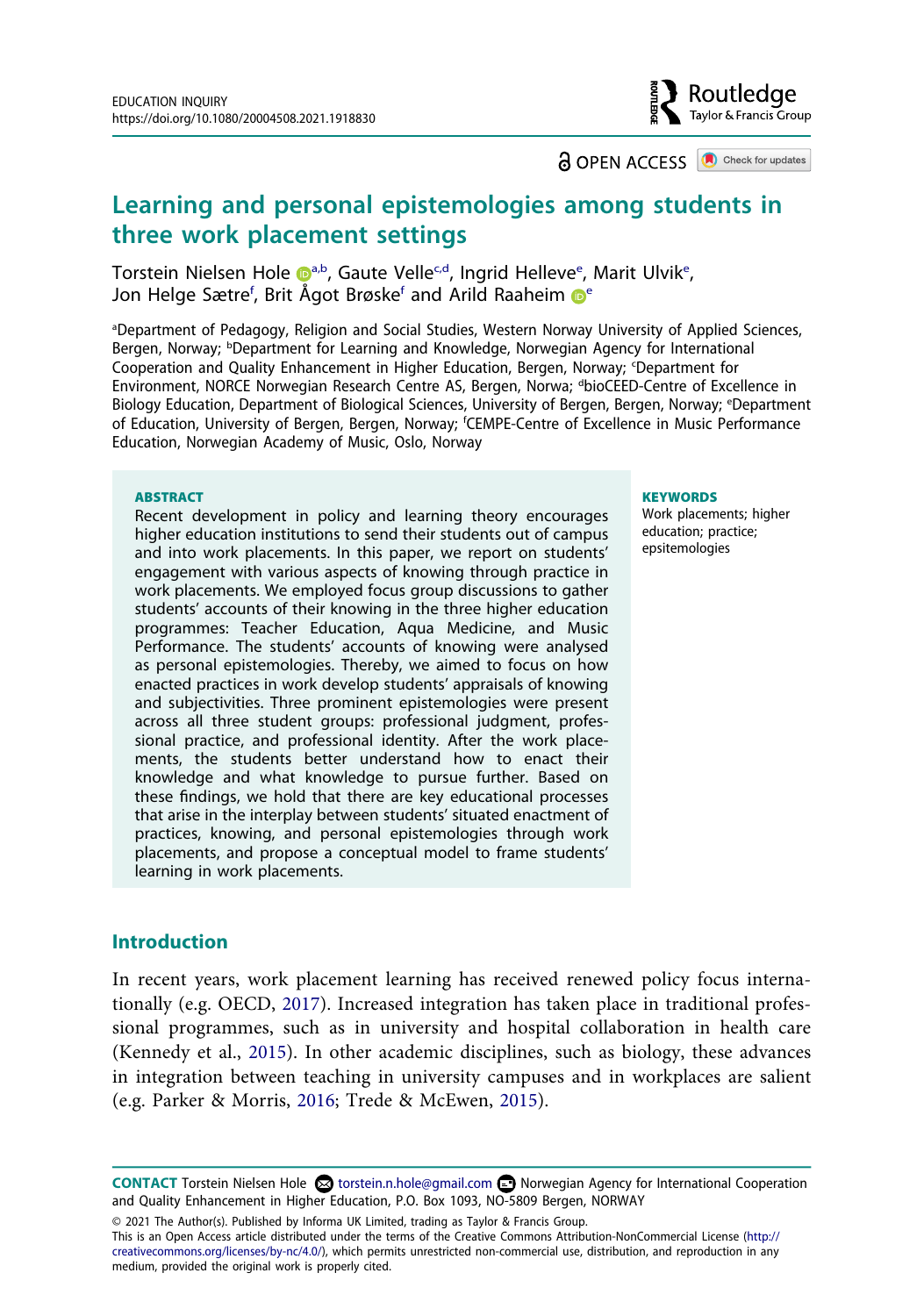# Learning and personal epistemologies among students in three work placement settings

Torstein Nielsen Hole [a,b], Gaute Velle [c,d], Ingrid Helleve [e], Marit Ulvik [e], Jon Helge Sætre [f], Brit Ågot Brøske [f] and Arild Raaheim [e]

[a]Department of Pedagogy, Religion and Social Studies, Western Norway University of Applied Sciences, Bergen, Norway; [b]Department for Learning and Knowledge, Norwegian Agency for International Cooperation and Quality Enhancement in Higher Education, Bergen, Norway; [c]Department for Environment, NORCE Norwegian Research Centre AS, Bergen, Norwa; [d]bioCEED-Centre of Excellence in Biology Education, Department of Biological Sciences, University of Bergen, Bergen, Norway; [e]Department of Education, University of Bergen, Bergen, Norway; [f]CEMPE-Centre of Excellence in Music Performance Education, Norwegian Academy of Music, Oslo, Norway

**ABSTRACT**

Recent development in policy and learning theory encourages higher education institutions to send their students out of campus and into work placements. In this paper, we report on students' engagement with various aspects of knowing through practice in work placements. We employed focus group discussions to gather students' accounts of their knowing in the three higher education programmes: Teacher Education, Aqua Medicine, and Music Performance. The students' accounts of knowing were analysed as personal epistemologies. Thereby, we aimed to focus on how enacted practices in work develop students' appraisals of knowing and subjectivities. Three prominent epistemologies were present across all three student groups: professional judgment, professional practice, and professional identity. After the work placements, the students better understand how to enact their knowledge and what knowledge to pursue further. Based on these findings, we hold that there are key educational processes that arise in the interplay between students' situated enactment of practices, knowing, and personal epistemologies through work placements, and propose a conceptual model to frame students' learning in work placements.

**KEYWORDS**

Work placements; higher education; practice; epsitemologies

## Introduction

In recent years, work placement learning has received renewed policy focus internationally (e.g. OECD, 2017). Increased integration has taken place in traditional professional programmes, such as in university and hospital collaboration in health care (Kennedy et al., 2015). In other academic disciplines, such as biology, these advances in integration between teaching in university campuses and in workplaces are salient (e.g. Parker & Morris, 2016; Trede & McEwen, 2015).

**CONTACT** Torstein Nielsen Hole torstein.n.hole@gmail.com Norwegian Agency for International Cooperation and Quality Enhancement in Higher Education, P.O. Box 1093, NO-5809 Bergen, NORWAY

© 2021 The Author(s). Published by Informa UK Limited, trading as Taylor & Francis Group.

This is an Open Access article distributed under the terms of the Creative Commons Attribution-NonCommercial License (http://creativecommons.org/licenses/by-nc/4.0/), which permits unrestricted non-commercial use, distribution, and reproduction in any medium, provided the original work is properly cited.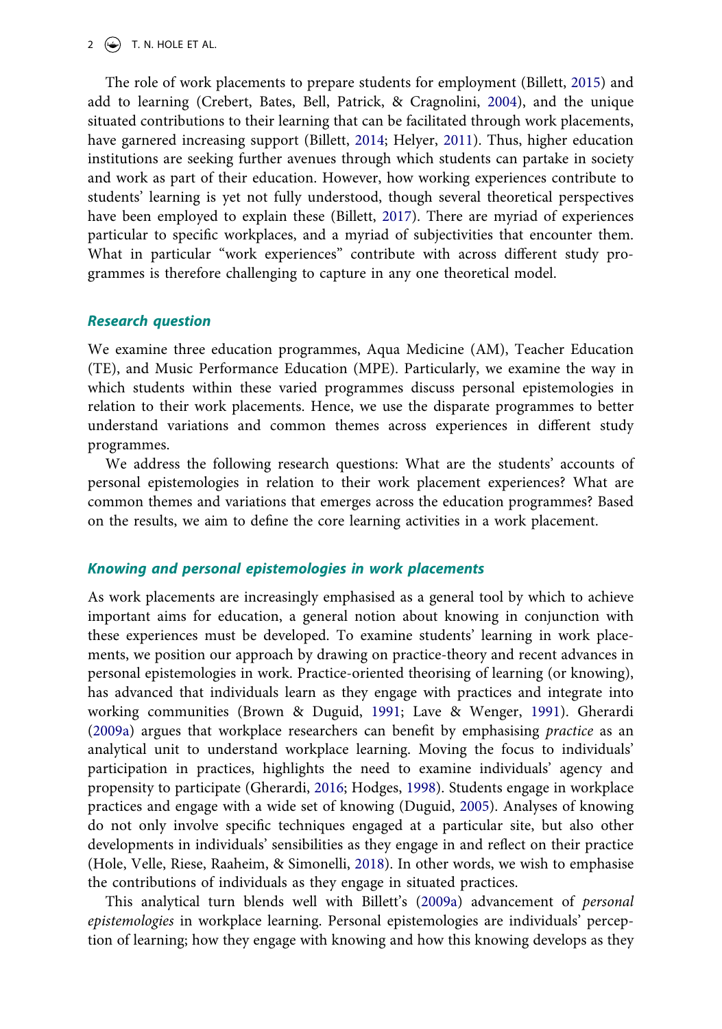The role of work placements to prepare students for employment (Billett, 2015) and add to learning (Crebert, Bates, Bell, Patrick, & Cragnolini, 2004), and the unique situated contributions to their learning that can be facilitated through work placements, have garnered increasing support (Billett, 2014; Helyer, 2011). Thus, higher education institutions are seeking further avenues through which students can partake in society and work as part of their education. However, how working experiences contribute to students' learning is yet not fully understood, though several theoretical perspectives have been employed to explain these (Billett, 2017). There are myriad of experiences particular to specific workplaces, and a myriad of subjectivities that encounter them. What in particular "work experiences" contribute with across different study programmes is therefore challenging to capture in any one theoretical model.

### Research question

We examine three education programmes, Aqua Medicine (AM), Teacher Education (TE), and Music Performance Education (MPE). Particularly, we examine the way in which students within these varied programmes discuss personal epistemologies in relation to their work placements. Hence, we use the disparate programmes to better understand variations and common themes across experiences in different study programmes.

We address the following research questions: What are the students' accounts of personal epistemologies in relation to their work placement experiences? What are common themes and variations that emerges across the education programmes? Based on the results, we aim to define the core learning activities in a work placement.

### Knowing and personal epistemologies in work placements

As work placements are increasingly emphasised as a general tool by which to achieve important aims for education, a general notion about knowing in conjunction with these experiences must be developed. To examine students' learning in work placements, we position our approach by drawing on practice-theory and recent advances in personal epistemologies in work. Practice-oriented theorising of learning (or knowing), has advanced that individuals learn as they engage with practices and integrate into working communities (Brown & Duguid, 1991; Lave & Wenger, 1991). Gherardi (2009a) argues that workplace researchers can benefit by emphasising *practice* as an analytical unit to understand workplace learning. Moving the focus to individuals' participation in practices, highlights the need to examine individuals' agency and propensity to participate (Gherardi, 2016; Hodges, 1998). Students engage in workplace practices and engage with a wide set of knowing (Duguid, 2005). Analyses of knowing do not only involve specific techniques engaged at a particular site, but also other developments in individuals' sensibilities as they engage in and reflect on their practice (Hole, Velle, Riese, Raaheim, & Simonelli, 2018). In other words, we wish to emphasise the contributions of individuals as they engage in situated practices.

This analytical turn blends well with Billett's (2009a) advancement of *personal epistemologies* in workplace learning. Personal epistemologies are individuals' perception of learning; how they engage with knowing and how this knowing develops as they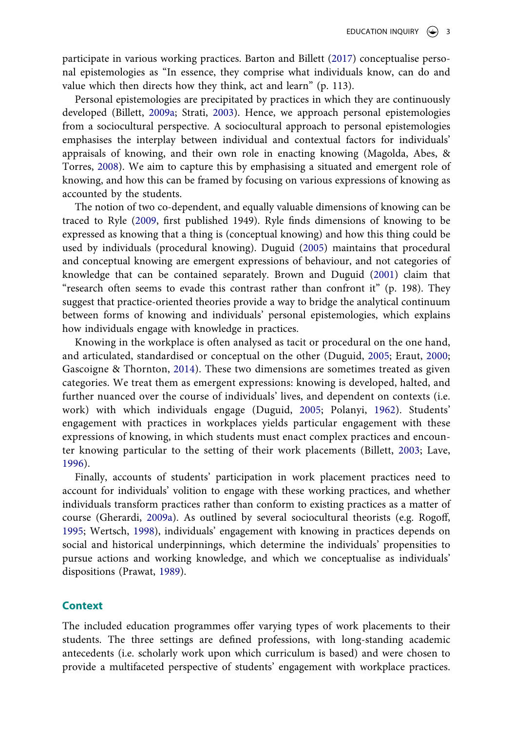participate in various working practices. Barton and Billett (2017) conceptualise personal epistemologies as "In essence, they comprise what individuals know, can do and value which then directs how they think, act and learn" (p. 113).

Personal epistemologies are precipitated by practices in which they are continuously developed (Billett, 2009a; Strati, 2003). Hence, we approach personal epistemologies from a sociocultural perspective. A sociocultural approach to personal epistemologies emphasises the interplay between individual and contextual factors for individuals' appraisals of knowing, and their own role in enacting knowing (Magolda, Abes, & Torres, 2008). We aim to capture this by emphasising a situated and emergent role of knowing, and how this can be framed by focusing on various expressions of knowing as accounted by the students.

The notion of two co-dependent, and equally valuable dimensions of knowing can be traced to Ryle (2009, first published 1949). Ryle finds dimensions of knowing to be expressed as knowing that a thing is (conceptual knowing) and how this thing could be used by individuals (procedural knowing). Duguid (2005) maintains that procedural and conceptual knowing are emergent expressions of behaviour, and not categories of knowledge that can be contained separately. Brown and Duguid (2001) claim that "research often seems to evade this contrast rather than confront it" (p. 198). They suggest that practice-oriented theories provide a way to bridge the analytical continuum between forms of knowing and individuals' personal epistemologies, which explains how individuals engage with knowledge in practices.

Knowing in the workplace is often analysed as tacit or procedural on the one hand, and articulated, standardised or conceptual on the other (Duguid, 2005; Eraut, 2000; Gascoigne & Thornton, 2014). These two dimensions are sometimes treated as given categories. We treat them as emergent expressions: knowing is developed, halted, and further nuanced over the course of individuals' lives, and dependent on contexts (i.e. work) with which individuals engage (Duguid, 2005; Polanyi, 1962). Students' engagement with practices in workplaces yields particular engagement with these expressions of knowing, in which students must enact complex practices and encounter knowing particular to the setting of their work placements (Billett, 2003; Lave, 1996).

Finally, accounts of students' participation in work placement practices need to account for individuals' volition to engage with these working practices, and whether individuals transform practices rather than conform to existing practices as a matter of course (Gherardi, 2009a). As outlined by several sociocultural theorists (e.g. Rogoff, 1995; Wertsch, 1998), individuals' engagement with knowing in practices depends on social and historical underpinnings, which determine the individuals' propensities to pursue actions and working knowledge, and which we conceptualise as individuals' dispositions (Prawat, 1989).

## Context

The included education programmes offer varying types of work placements to their students. The three settings are defined professions, with long-standing academic antecedents (i.e. scholarly work upon which curriculum is based) and were chosen to provide a multifaceted perspective of students' engagement with workplace practices.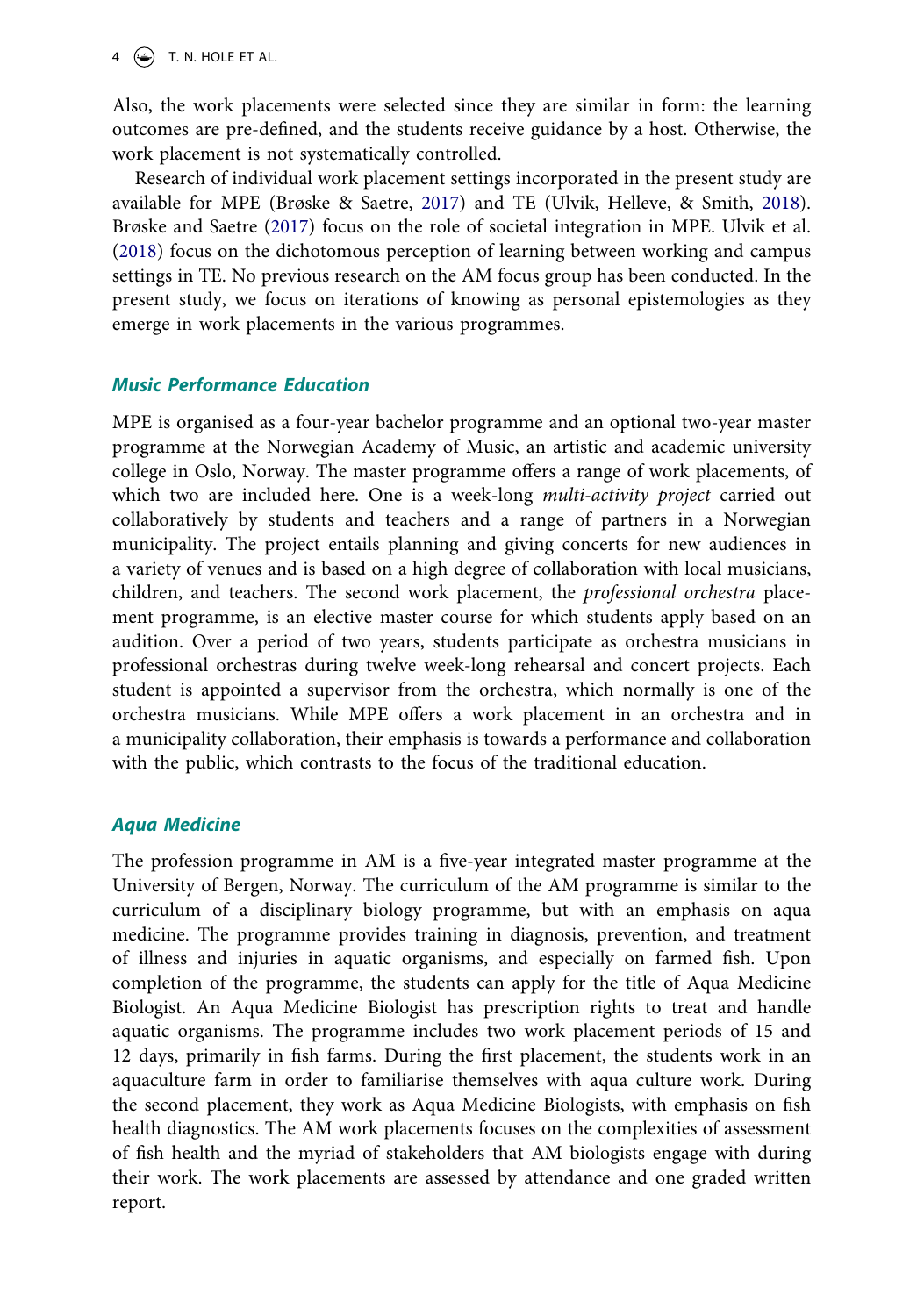Also, the work placements were selected since they are similar in form: the learning outcomes are pre-defined, and the students receive guidance by a host. Otherwise, the work placement is not systematically controlled.

Research of individual work placement settings incorporated in the present study are available for MPE (Brøske & Saetre, 2017) and TE (Ulvik, Helleve, & Smith, 2018). Brøske and Saetre (2017) focus on the role of societal integration in MPE. Ulvik et al. (2018) focus on the dichotomous perception of learning between working and campus settings in TE. No previous research on the AM focus group has been conducted. In the present study, we focus on iterations of knowing as personal epistemologies as they emerge in work placements in the various programmes.

### Music Performance Education

MPE is organised as a four-year bachelor programme and an optional two-year master programme at the Norwegian Academy of Music, an artistic and academic university college in Oslo, Norway. The master programme offers a range of work placements, of which two are included here. One is a week-long *multi-activity project* carried out collaboratively by students and teachers and a range of partners in a Norwegian municipality. The project entails planning and giving concerts for new audiences in a variety of venues and is based on a high degree of collaboration with local musicians, children, and teachers. The second work placement, the *professional orchestra* placement programme, is an elective master course for which students apply based on an audition. Over a period of two years, students participate as orchestra musicians in professional orchestras during twelve week-long rehearsal and concert projects. Each student is appointed a supervisor from the orchestra, which normally is one of the orchestra musicians. While MPE offers a work placement in an orchestra and in a municipality collaboration, their emphasis is towards a performance and collaboration with the public, which contrasts to the focus of the traditional education.

### Aqua Medicine

The profession programme in AM is a five-year integrated master programme at the University of Bergen, Norway. The curriculum of the AM programme is similar to the curriculum of a disciplinary biology programme, but with an emphasis on aqua medicine. The programme provides training in diagnosis, prevention, and treatment of illness and injuries in aquatic organisms, and especially on farmed fish. Upon completion of the programme, the students can apply for the title of Aqua Medicine Biologist. An Aqua Medicine Biologist has prescription rights to treat and handle aquatic organisms. The programme includes two work placement periods of 15 and 12 days, primarily in fish farms. During the first placement, the students work in an aquaculture farm in order to familiarise themselves with aqua culture work. During the second placement, they work as Aqua Medicine Biologists, with emphasis on fish health diagnostics. The AM work placements focuses on the complexities of assessment of fish health and the myriad of stakeholders that AM biologists engage with during their work. The work placements are assessed by attendance and one graded written report.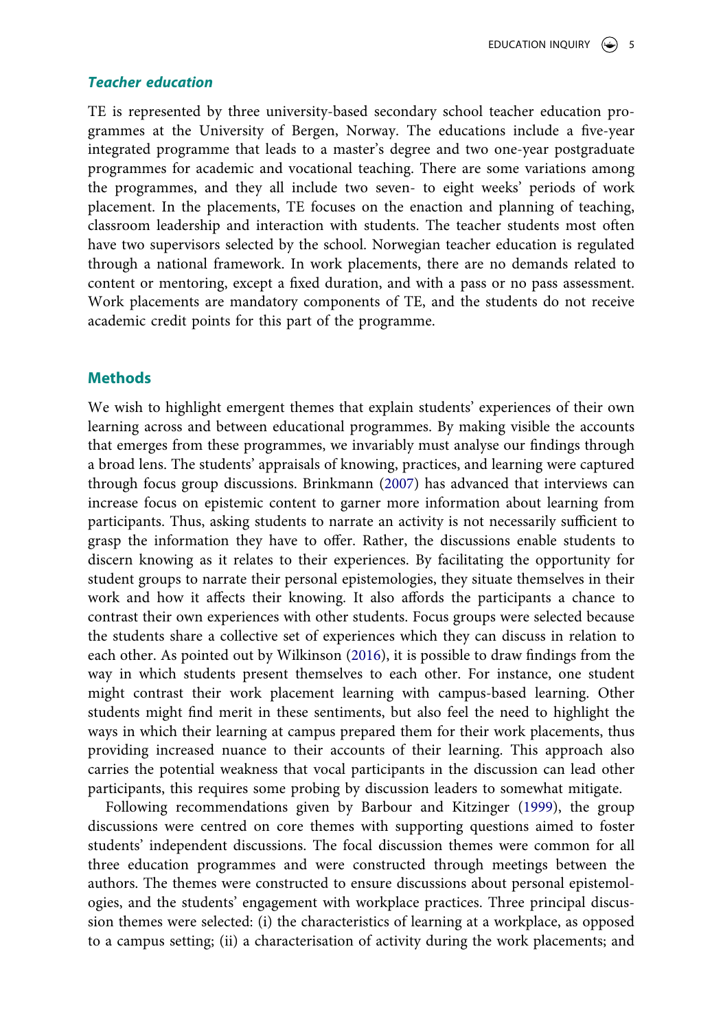### *Teacher education*

TE is represented by three university-based secondary school teacher education programmes at the University of Bergen, Norway. The educations include a five-year integrated programme that leads to a master's degree and two one-year postgraduate programmes for academic and vocational teaching. There are some variations among the programmes, and they all include two seven- to eight weeks' periods of work placement. In the placements, TE focuses on the enaction and planning of teaching, classroom leadership and interaction with students. The teacher students most often have two supervisors selected by the school. Norwegian teacher education is regulated through a national framework. In work placements, there are no demands related to content or mentoring, except a fixed duration, and with a pass or no pass assessment. Work placements are mandatory components of TE, and the students do not receive academic credit points for this part of the programme.

## Methods

We wish to highlight emergent themes that explain students' experiences of their own learning across and between educational programmes. By making visible the accounts that emerges from these programmes, we invariably must analyse our findings through a broad lens. The students' appraisals of knowing, practices, and learning were captured through focus group discussions. Brinkmann (2007) has advanced that interviews can increase focus on epistemic content to garner more information about learning from participants. Thus, asking students to narrate an activity is not necessarily sufficient to grasp the information they have to offer. Rather, the discussions enable students to discern knowing as it relates to their experiences. By facilitating the opportunity for student groups to narrate their personal epistemologies, they situate themselves in their work and how it affects their knowing. It also affords the participants a chance to contrast their own experiences with other students. Focus groups were selected because the students share a collective set of experiences which they can discuss in relation to each other. As pointed out by Wilkinson (2016), it is possible to draw findings from the way in which students present themselves to each other. For instance, one student might contrast their work placement learning with campus-based learning. Other students might find merit in these sentiments, but also feel the need to highlight the ways in which their learning at campus prepared them for their work placements, thus providing increased nuance to their accounts of their learning. This approach also carries the potential weakness that vocal participants in the discussion can lead other participants, this requires some probing by discussion leaders to somewhat mitigate.

Following recommendations given by Barbour and Kitzinger (1999), the group discussions were centred on core themes with supporting questions aimed to foster students' independent discussions. The focal discussion themes were common for all three education programmes and were constructed through meetings between the authors. The themes were constructed to ensure discussions about personal epistemologies, and the students' engagement with workplace practices. Three principal discussion themes were selected: (i) the characteristics of learning at a workplace, as opposed to a campus setting; (ii) a characterisation of activity during the work placements; and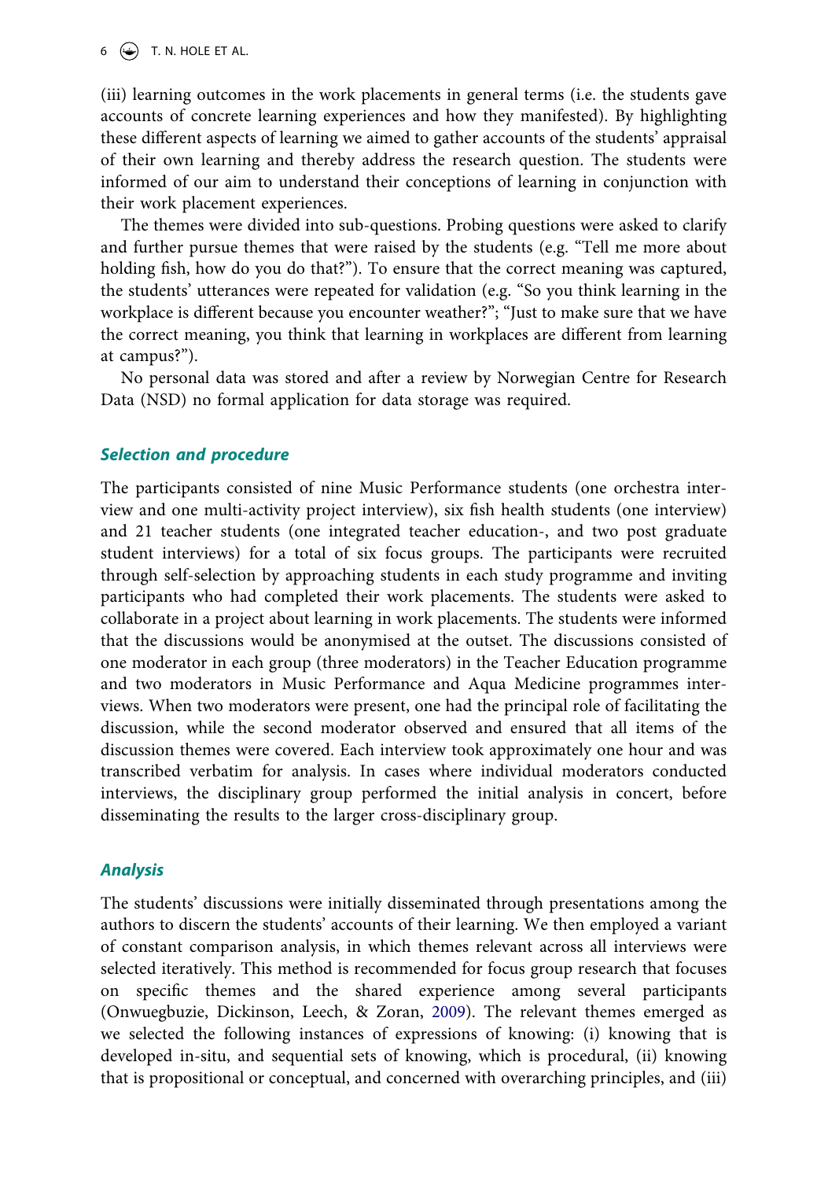(iii) learning outcomes in the work placements in general terms (i.e. the students gave accounts of concrete learning experiences and how they manifested). By highlighting these different aspects of learning we aimed to gather accounts of the students' appraisal of their own learning and thereby address the research question. The students were informed of our aim to understand their conceptions of learning in conjunction with their work placement experiences.

The themes were divided into sub-questions. Probing questions were asked to clarify and further pursue themes that were raised by the students (e.g. "Tell me more about holding fish, how do you do that?"). To ensure that the correct meaning was captured, the students' utterances were repeated for validation (e.g. "So you think learning in the workplace is different because you encounter weather?"; "Just to make sure that we have the correct meaning, you think that learning in workplaces are different from learning at campus?").

No personal data was stored and after a review by Norwegian Centre for Research Data (NSD) no formal application for data storage was required.

### *Selection and procedure*

The participants consisted of nine Music Performance students (one orchestra interview and one multi-activity project interview), six fish health students (one interview) and 21 teacher students (one integrated teacher education-, and two post graduate student interviews) for a total of six focus groups. The participants were recruited through self-selection by approaching students in each study programme and inviting participants who had completed their work placements. The students were asked to collaborate in a project about learning in work placements. The students were informed that the discussions would be anonymised at the outset. The discussions consisted of one moderator in each group (three moderators) in the Teacher Education programme and two moderators in Music Performance and Aqua Medicine programmes interviews. When two moderators were present, one had the principal role of facilitating the discussion, while the second moderator observed and ensured that all items of the discussion themes were covered. Each interview took approximately one hour and was transcribed verbatim for analysis. In cases where individual moderators conducted interviews, the disciplinary group performed the initial analysis in concert, before disseminating the results to the larger cross-disciplinary group.

### *Analysis*

The students' discussions were initially disseminated through presentations among the authors to discern the students' accounts of their learning. We then employed a variant of constant comparison analysis, in which themes relevant across all interviews were selected iteratively. This method is recommended for focus group research that focuses on specific themes and the shared experience among several participants (Onwuegbuzie, Dickinson, Leech, & Zoran, 2009). The relevant themes emerged as we selected the following instances of expressions of knowing: (i) knowing that is developed in-situ, and sequential sets of knowing, which is procedural, (ii) knowing that is propositional or conceptual, and concerned with overarching principles, and (iii)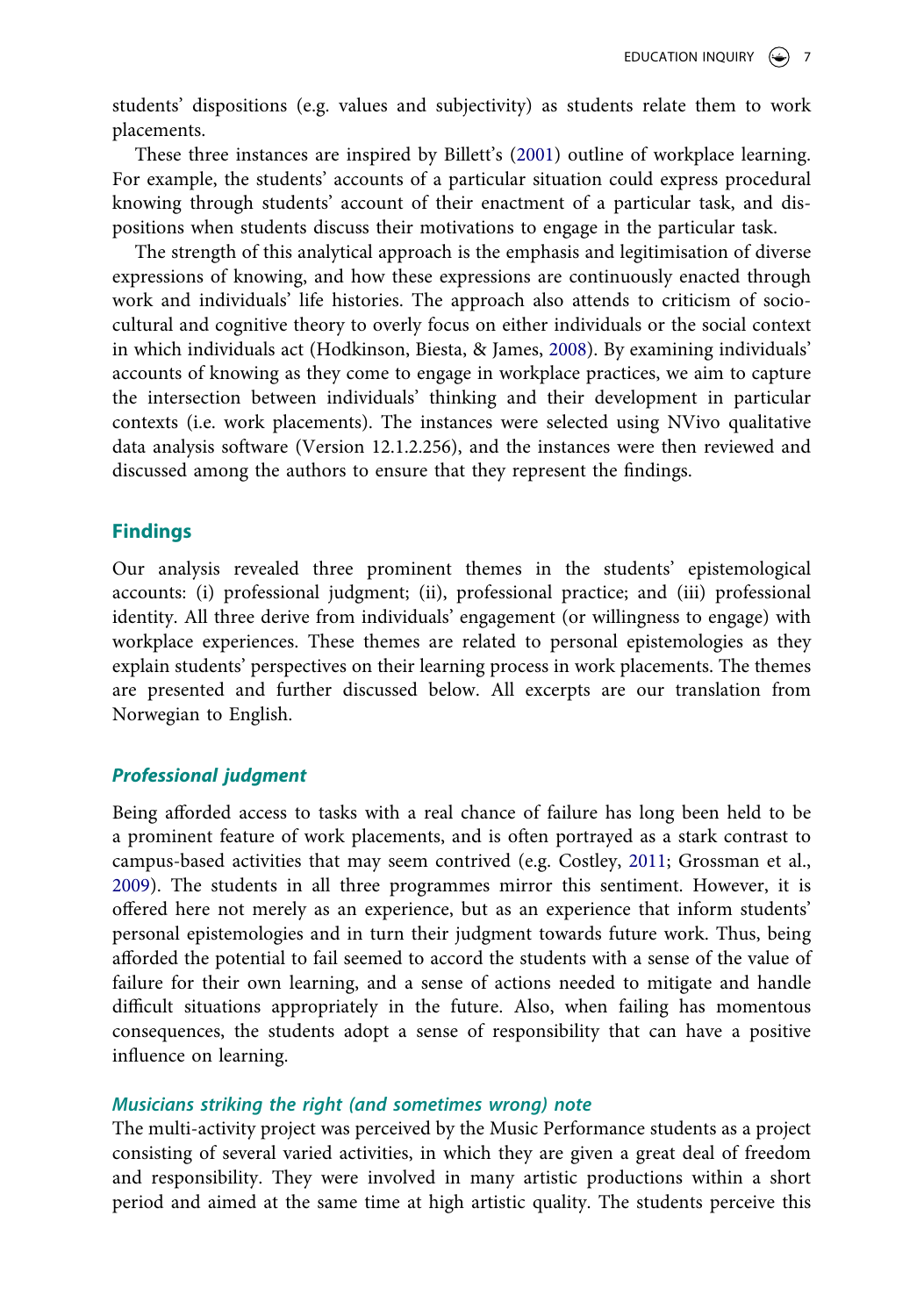students' dispositions (e.g. values and subjectivity) as students relate them to work placements.

These three instances are inspired by Billett's (2001) outline of workplace learning. For example, the students' accounts of a particular situation could express procedural knowing through students' account of their enactment of a particular task, and dispositions when students discuss their motivations to engage in the particular task.

The strength of this analytical approach is the emphasis and legitimisation of diverse expressions of knowing, and how these expressions are continuously enacted through work and individuals' life histories. The approach also attends to criticism of socio-cultural and cognitive theory to overly focus on either individuals or the social context in which individuals act (Hodkinson, Biesta, & James, 2008). By examining individuals' accounts of knowing as they come to engage in workplace practices, we aim to capture the intersection between individuals' thinking and their development in particular contexts (i.e. work placements). The instances were selected using NVivo qualitative data analysis software (Version 12.1.2.256), and the instances were then reviewed and discussed among the authors to ensure that they represent the findings.

## Findings

Our analysis revealed three prominent themes in the students' epistemological accounts: (i) professional judgment; (ii), professional practice; and (iii) professional identity. All three derive from individuals' engagement (or willingness to engage) with workplace experiences. These themes are related to personal epistemologies as they explain students' perspectives on their learning process in work placements. The themes are presented and further discussed below. All excerpts are our translation from Norwegian to English.

### *Professional judgment*

Being afforded access to tasks with a real chance of failure has long been held to be a prominent feature of work placements, and is often portrayed as a stark contrast to campus-based activities that may seem contrived (e.g. Costley, 2011; Grossman et al., 2009). The students in all three programmes mirror this sentiment. However, it is offered here not merely as an experience, but as an experience that inform students' personal epistemologies and in turn their judgment towards future work. Thus, being afforded the potential to fail seemed to accord the students with a sense of the value of failure for their own learning, and a sense of actions needed to mitigate and handle difficult situations appropriately in the future. Also, when failing has momentous consequences, the students adopt a sense of responsibility that can have a positive influence on learning.

#### *Musicians striking the right (and sometimes wrong) note*

The multi-activity project was perceived by the Music Performance students as a project consisting of several varied activities, in which they are given a great deal of freedom and responsibility. They were involved in many artistic productions within a short period and aimed at the same time at high artistic quality. The students perceive this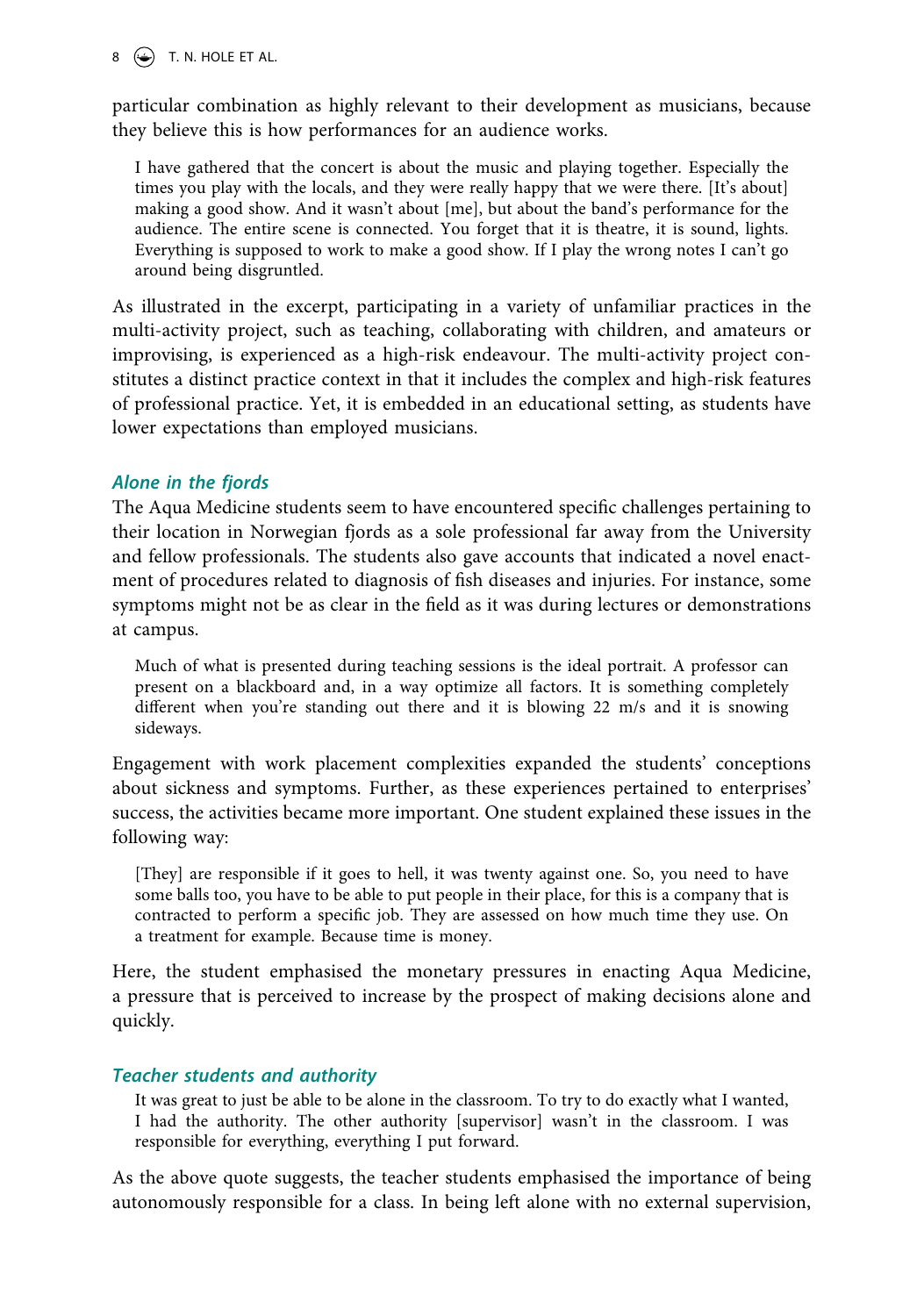particular combination as highly relevant to their development as musicians, because they believe this is how performances for an audience works.

> I have gathered that the concert is about the music and playing together. Especially the times you play with the locals, and they were really happy that we were there. [It's about] making a good show. And it wasn't about [me], but about the band's performance for the audience. The entire scene is connected. You forget that it is theatre, it is sound, lights. Everything is supposed to work to make a good show. If I play the wrong notes I can't go around being disgruntled.

As illustrated in the excerpt, participating in a variety of unfamiliar practices in the multi-activity project, such as teaching, collaborating with children, and amateurs or improvising, is experienced as a high-risk endeavour. The multi-activity project constitutes a distinct practice context in that it includes the complex and high-risk features of professional practice. Yet, it is embedded in an educational setting, as students have lower expectations than employed musicians.

### *Alone in the fjords*

The Aqua Medicine students seem to have encountered specific challenges pertaining to their location in Norwegian fjords as a sole professional far away from the University and fellow professionals. The students also gave accounts that indicated a novel enactment of procedures related to diagnosis of fish diseases and injuries. For instance, some symptoms might not be as clear in the field as it was during lectures or demonstrations at campus.

> Much of what is presented during teaching sessions is the ideal portrait. A professor can present on a blackboard and, in a way optimize all factors. It is something completely different when you're standing out there and it is blowing 22 m/s and it is snowing sideways.

Engagement with work placement complexities expanded the students' conceptions about sickness and symptoms. Further, as these experiences pertained to enterprises' success, the activities became more important. One student explained these issues in the following way:

> [They] are responsible if it goes to hell, it was twenty against one. So, you need to have some balls too, you have to be able to put people in their place, for this is a company that is contracted to perform a specific job. They are assessed on how much time they use. On a treatment for example. Because time is money.

Here, the student emphasised the monetary pressures in enacting Aqua Medicine, a pressure that is perceived to increase by the prospect of making decisions alone and quickly.

### *Teacher students and authority*

> It was great to just be able to be alone in the classroom. To try to do exactly what I wanted, I had the authority. The other authority [supervisor] wasn't in the classroom. I was responsible for everything, everything I put forward.

As the above quote suggests, the teacher students emphasised the importance of being autonomously responsible for a class. In being left alone with no external supervision,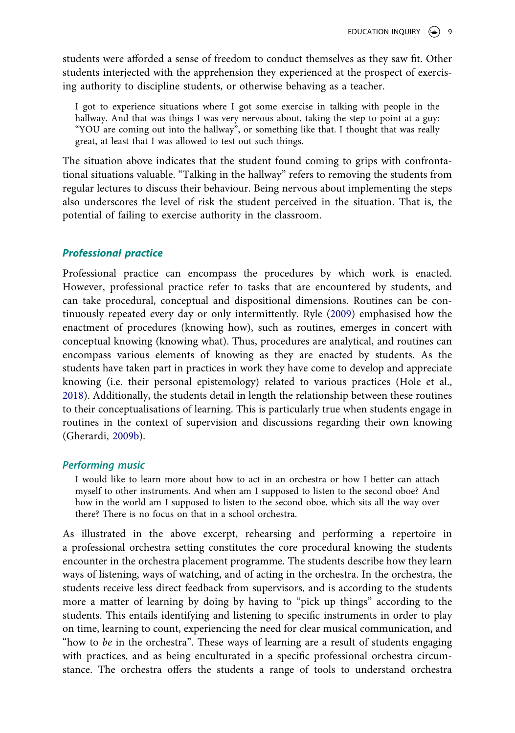students were afforded a sense of freedom to conduct themselves as they saw fit. Other students interjected with the apprehension they experienced at the prospect of exercising authority to discipline students, or otherwise behaving as a teacher.

> I got to experience situations where I got some exercise in talking with people in the hallway. And that was things I was very nervous about, taking the step to point at a guy: "YOU are coming out into the hallway", or something like that. I thought that was really great, at least that I was allowed to test out such things.

The situation above indicates that the student found coming to grips with confrontational situations valuable. "Talking in the hallway" refers to removing the students from regular lectures to discuss their behaviour. Being nervous about implementing the steps also underscores the level of risk the student perceived in the situation. That is, the potential of failing to exercise authority in the classroom.

### *Professional practice*

Professional practice can encompass the procedures by which work is enacted. However, professional practice refer to tasks that are encountered by students, and can take procedural, conceptual and dispositional dimensions. Routines can be continuously repeated every day or only intermittently. Ryle (2009) emphasised how the enactment of procedures (knowing how), such as routines, emerges in concert with conceptual knowing (knowing what). Thus, procedures are analytical, and routines can encompass various elements of knowing as they are enacted by students. As the students have taken part in practices in work they have come to develop and appreciate knowing (i.e. their personal epistemology) related to various practices (Hole et al., 2018). Additionally, the students detail in length the relationship between these routines to their conceptualisations of learning. This is particularly true when students engage in routines in the context of supervision and discussions regarding their own knowing (Gherardi, 2009b).

#### *Performing music*

> I would like to learn more about how to act in an orchestra or how I better can attach myself to other instruments. And when am I supposed to listen to the second oboe? And how in the world am I supposed to listen to the second oboe, which sits all the way over there? There is no focus on that in a school orchestra.

As illustrated in the above excerpt, rehearsing and performing a repertoire in a professional orchestra setting constitutes the core procedural knowing the students encounter in the orchestra placement programme. The students describe how they learn ways of listening, ways of watching, and of acting in the orchestra. In the orchestra, the students receive less direct feedback from supervisors, and is according to the students more a matter of learning by doing by having to "pick up things" according to the students. This entails identifying and listening to specific instruments in order to play on time, learning to count, experiencing the need for clear musical communication, and "how to *be* in the orchestra". These ways of learning are a result of students engaging with practices, and as being enculturated in a specific professional orchestra circumstance. The orchestra offers the students a range of tools to understand orchestra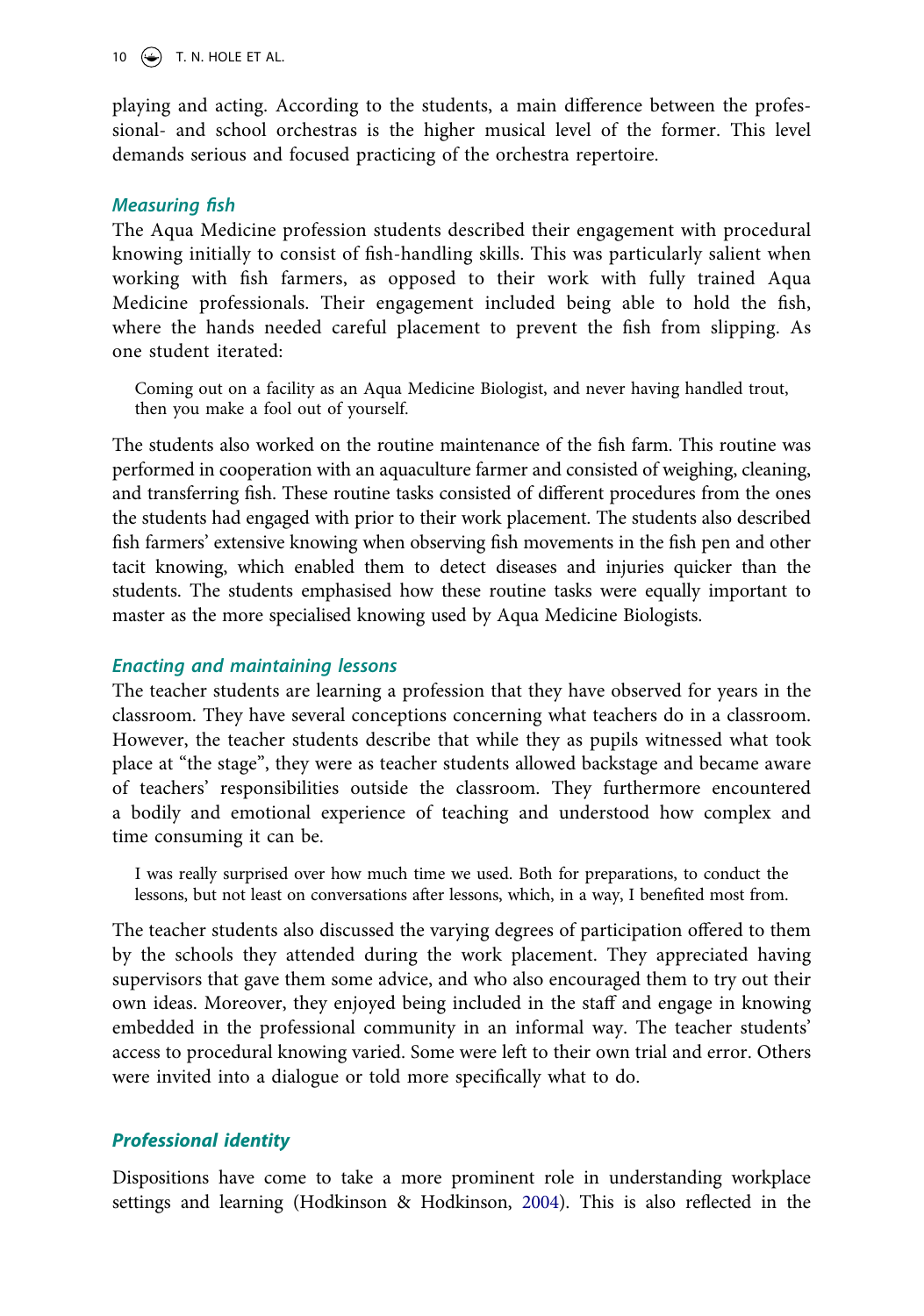playing and acting. According to the students, a main difference between the professional- and school orchestras is the higher musical level of the former. This level demands serious and focused practicing of the orchestra repertoire.

### *Measuring fish*

The Aqua Medicine profession students described their engagement with procedural knowing initially to consist of fish-handling skills. This was particularly salient when working with fish farmers, as opposed to their work with fully trained Aqua Medicine professionals. Their engagement included being able to hold the fish, where the hands needed careful placement to prevent the fish from slipping. As one student iterated:

> Coming out on a facility as an Aqua Medicine Biologist, and never having handled trout, then you make a fool out of yourself.

The students also worked on the routine maintenance of the fish farm. This routine was performed in cooperation with an aquaculture farmer and consisted of weighing, cleaning, and transferring fish. These routine tasks consisted of different procedures from the ones the students had engaged with prior to their work placement. The students also described fish farmers' extensive knowing when observing fish movements in the fish pen and other tacit knowing, which enabled them to detect diseases and injuries quicker than the students. The students emphasised how these routine tasks were equally important to master as the more specialised knowing used by Aqua Medicine Biologists.

### *Enacting and maintaining lessons*

The teacher students are learning a profession that they have observed for years in the classroom. They have several conceptions concerning what teachers do in a classroom. However, the teacher students describe that while they as pupils witnessed what took place at "the stage", they were as teacher students allowed backstage and became aware of teachers' responsibilities outside the classroom. They furthermore encountered a bodily and emotional experience of teaching and understood how complex and time consuming it can be.

> I was really surprised over how much time we used. Both for preparations, to conduct the lessons, but not least on conversations after lessons, which, in a way, I benefited most from.

The teacher students also discussed the varying degrees of participation offered to them by the schools they attended during the work placement. They appreciated having supervisors that gave them some advice, and who also encouraged them to try out their own ideas. Moreover, they enjoyed being included in the staff and engage in knowing embedded in the professional community in an informal way. The teacher students' access to procedural knowing varied. Some were left to their own trial and error. Others were invited into a dialogue or told more specifically what to do.

## *Professional identity*

Dispositions have come to take a more prominent role in understanding workplace settings and learning (Hodkinson & Hodkinson, 2004). This is also reflected in the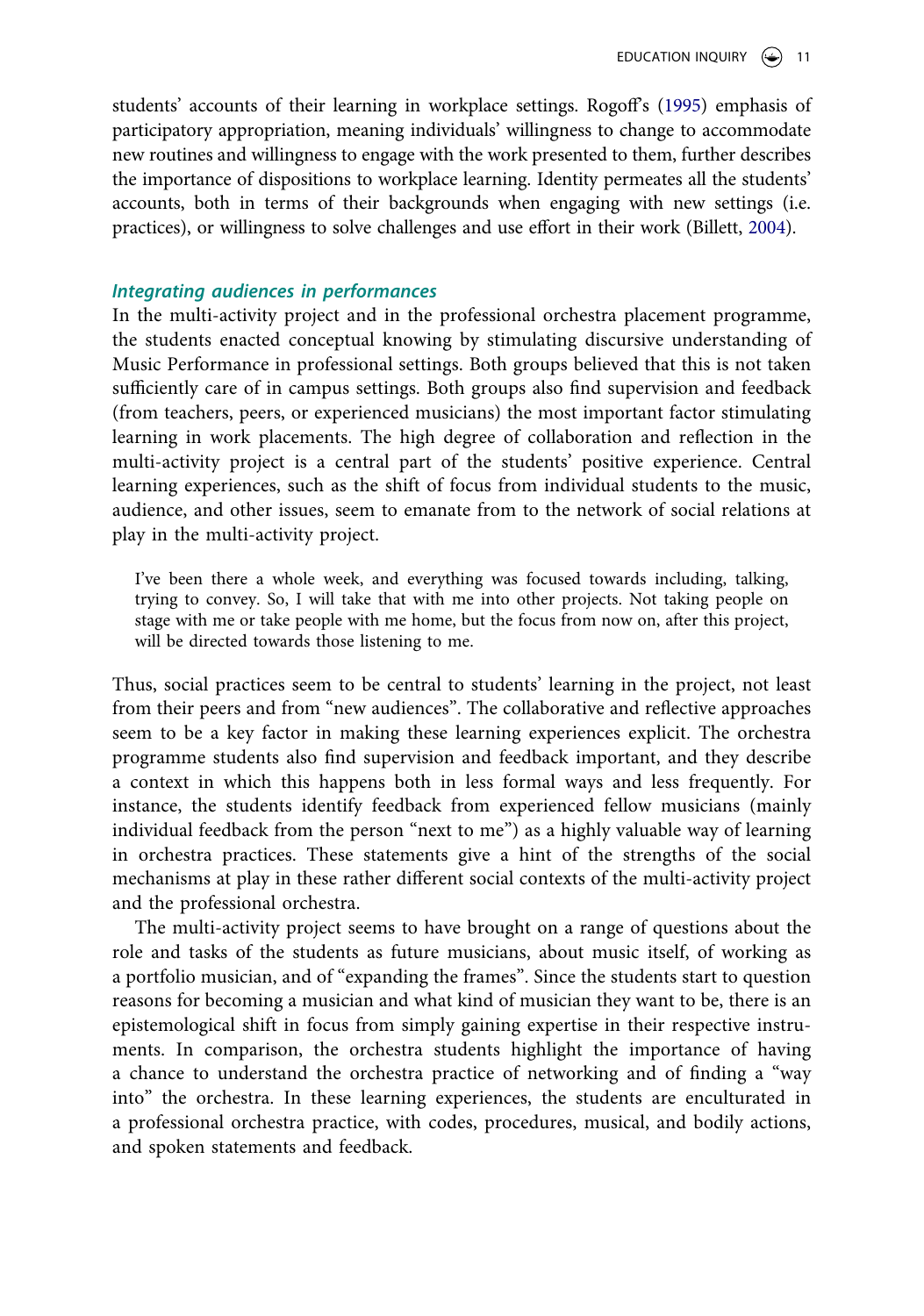students' accounts of their learning in workplace settings. Rogoff's (1995) emphasis of participatory appropriation, meaning individuals' willingness to change to accommodate new routines and willingness to engage with the work presented to them, further describes the importance of dispositions to workplace learning. Identity permeates all the students' accounts, both in terms of their backgrounds when engaging with new settings (i.e. practices), or willingness to solve challenges and use effort in their work (Billett, 2004).

### *Integrating audiences in performances*

In the multi-activity project and in the professional orchestra placement programme, the students enacted conceptual knowing by stimulating discursive understanding of Music Performance in professional settings. Both groups believed that this is not taken sufficiently care of in campus settings. Both groups also find supervision and feedback (from teachers, peers, or experienced musicians) the most important factor stimulating learning in work placements. The high degree of collaboration and reflection in the multi-activity project is a central part of the students' positive experience. Central learning experiences, such as the shift of focus from individual students to the music, audience, and other issues, seem to emanate from to the network of social relations at play in the multi-activity project.

> I've been there a whole week, and everything was focused towards including, talking, trying to convey. So, I will take that with me into other projects. Not taking people on stage with me or take people with me home, but the focus from now on, after this project, will be directed towards those listening to me.

Thus, social practices seem to be central to students' learning in the project, not least from their peers and from "new audiences". The collaborative and reflective approaches seem to be a key factor in making these learning experiences explicit. The orchestra programme students also find supervision and feedback important, and they describe a context in which this happens both in less formal ways and less frequently. For instance, the students identify feedback from experienced fellow musicians (mainly individual feedback from the person "next to me") as a highly valuable way of learning in orchestra practices. These statements give a hint of the strengths of the social mechanisms at play in these rather different social contexts of the multi-activity project and the professional orchestra.

The multi-activity project seems to have brought on a range of questions about the role and tasks of the students as future musicians, about music itself, of working as a portfolio musician, and of "expanding the frames". Since the students start to question reasons for becoming a musician and what kind of musician they want to be, there is an epistemological shift in focus from simply gaining expertise in their respective instruments. In comparison, the orchestra students highlight the importance of having a chance to understand the orchestra practice of networking and of finding a "way into" the orchestra. In these learning experiences, the students are enculturated in a professional orchestra practice, with codes, procedures, musical, and bodily actions, and spoken statements and feedback.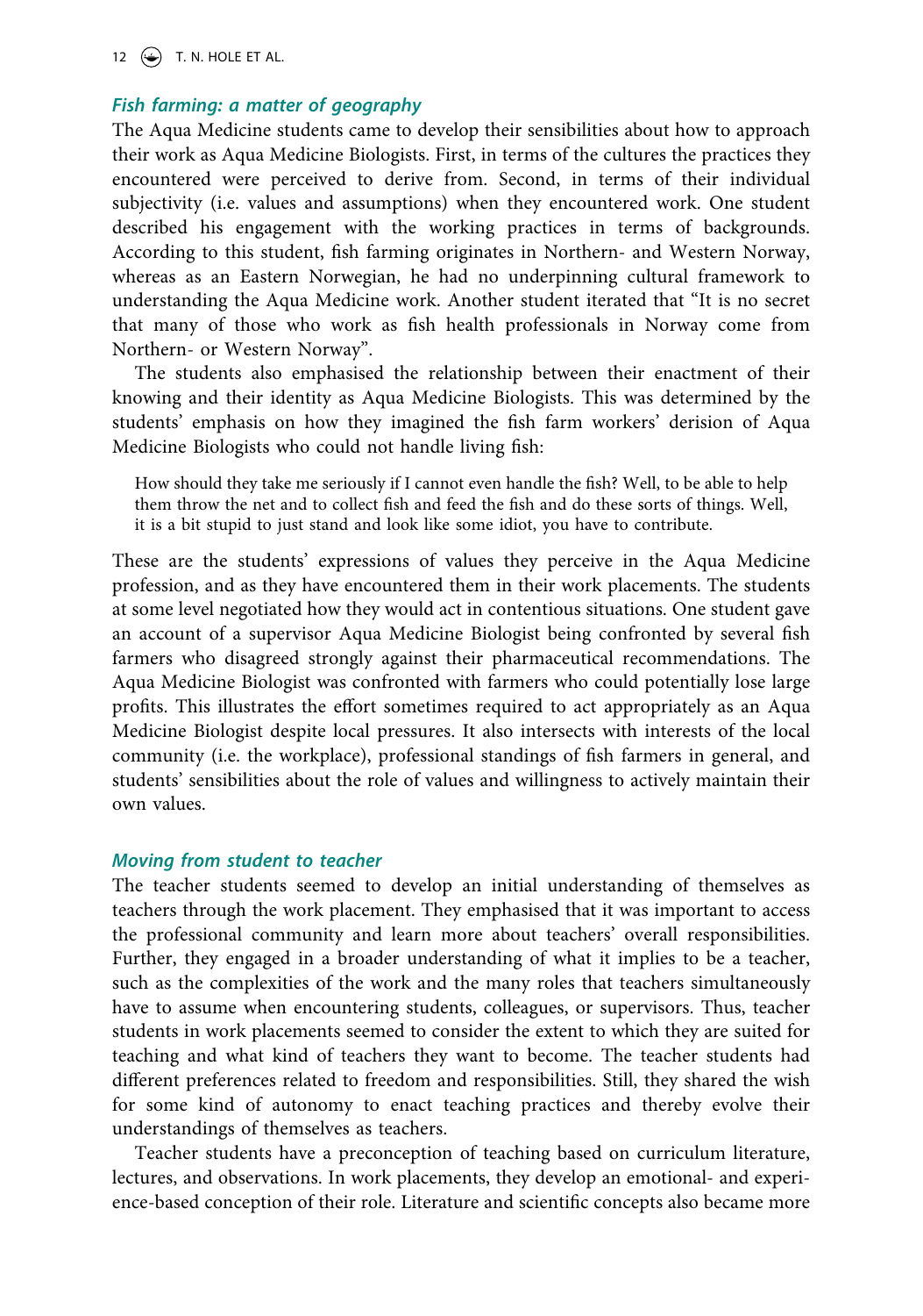### *Fish farming: a matter of geography*

The Aqua Medicine students came to develop their sensibilities about how to approach their work as Aqua Medicine Biologists. First, in terms of the cultures the practices they encountered were perceived to derive from. Second, in terms of their individual subjectivity (i.e. values and assumptions) when they encountered work. One student described his engagement with the working practices in terms of backgrounds. According to this student, fish farming originates in Northern- and Western Norway, whereas as an Eastern Norwegian, he had no underpinning cultural framework to understanding the Aqua Medicine work. Another student iterated that "It is no secret that many of those who work as fish health professionals in Norway come from Northern- or Western Norway".

The students also emphasised the relationship between their enactment of their knowing and their identity as Aqua Medicine Biologists. This was determined by the students' emphasis on how they imagined the fish farm workers' derision of Aqua Medicine Biologists who could not handle living fish:

> How should they take me seriously if I cannot even handle the fish? Well, to be able to help them throw the net and to collect fish and feed the fish and do these sorts of things. Well, it is a bit stupid to just stand and look like some idiot, you have to contribute.

These are the students' expressions of values they perceive in the Aqua Medicine profession, and as they have encountered them in their work placements. The students at some level negotiated how they would act in contentious situations. One student gave an account of a supervisor Aqua Medicine Biologist being confronted by several fish farmers who disagreed strongly against their pharmaceutical recommendations. The Aqua Medicine Biologist was confronted with farmers who could potentially lose large profits. This illustrates the effort sometimes required to act appropriately as an Aqua Medicine Biologist despite local pressures. It also intersects with interests of the local community (i.e. the workplace), professional standings of fish farmers in general, and students' sensibilities about the role of values and willingness to actively maintain their own values.

### *Moving from student to teacher*

The teacher students seemed to develop an initial understanding of themselves as teachers through the work placement. They emphasised that it was important to access the professional community and learn more about teachers' overall responsibilities. Further, they engaged in a broader understanding of what it implies to be a teacher, such as the complexities of the work and the many roles that teachers simultaneously have to assume when encountering students, colleagues, or supervisors. Thus, teacher students in work placements seemed to consider the extent to which they are suited for teaching and what kind of teachers they want to become. The teacher students had different preferences related to freedom and responsibilities. Still, they shared the wish for some kind of autonomy to enact teaching practices and thereby evolve their understandings of themselves as teachers.

Teacher students have a preconception of teaching based on curriculum literature, lectures, and observations. In work placements, they develop an emotional- and experience-based conception of their role. Literature and scientific concepts also became more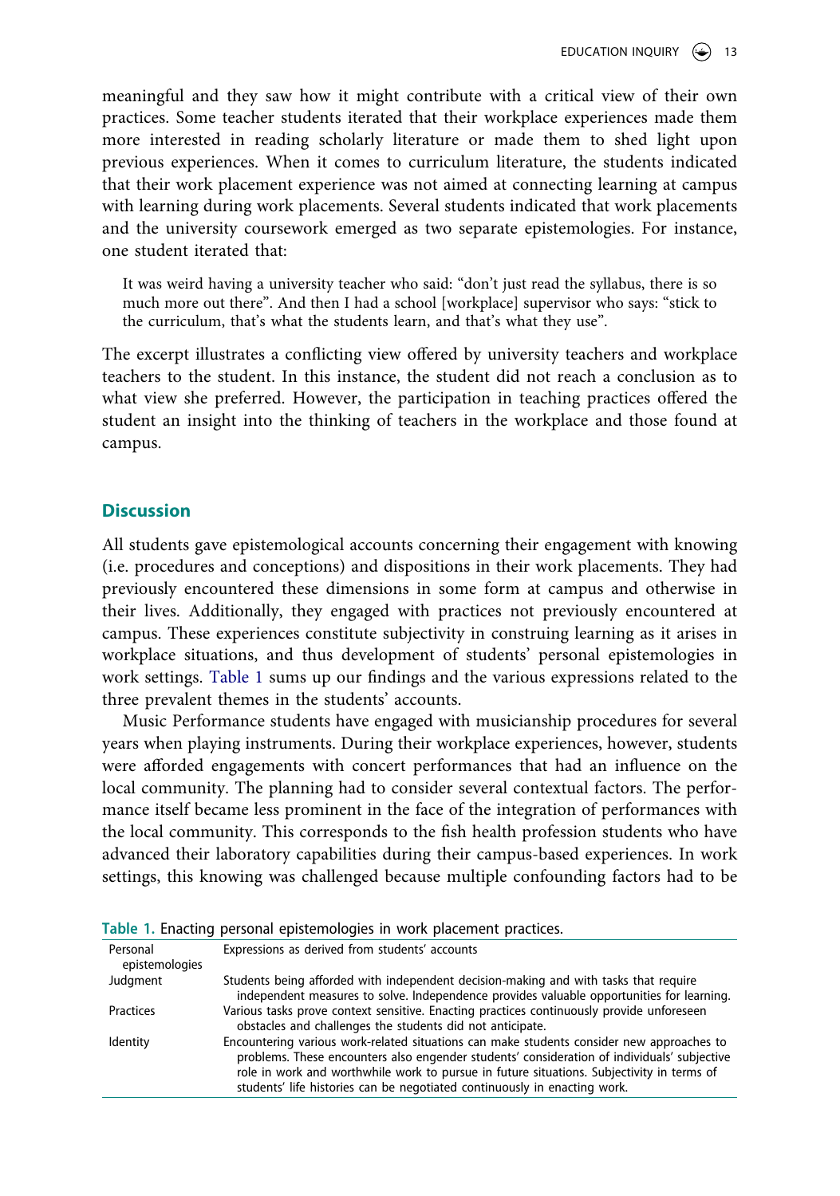meaningful and they saw how it might contribute with a critical view of their own practices. Some teacher students iterated that their workplace experiences made them more interested in reading scholarly literature or made them to shed light upon previous experiences. When it comes to curriculum literature, the students indicated that their work placement experience was not aimed at connecting learning at campus with learning during work placements. Several students indicated that work placements and the university coursework emerged as two separate epistemologies. For instance, one student iterated that:

> It was weird having a university teacher who said: "don't just read the syllabus, there is so much more out there". And then I had a school [workplace] supervisor who says: "stick to the curriculum, that's what the students learn, and that's what they use".

The excerpt illustrates a conflicting view offered by university teachers and workplace teachers to the student. In this instance, the student did not reach a conclusion as to what view she preferred. However, the participation in teaching practices offered the student an insight into the thinking of teachers in the workplace and those found at campus.

## Discussion

All students gave epistemological accounts concerning their engagement with knowing (i.e. procedures and conceptions) and dispositions in their work placements. They had previously encountered these dimensions in some form at campus and otherwise in their lives. Additionally, they engaged with practices not previously encountered at campus. These experiences constitute subjectivity in construing learning as it arises in workplace situations, and thus development of students' personal epistemologies in work settings. Table 1 sums up our findings and the various expressions related to the three prevalent themes in the students' accounts.

Music Performance students have engaged with musicianship procedures for several years when playing instruments. During their workplace experiences, however, students were afforded engagements with concert performances that had an influence on the local community. The planning had to consider several contextual factors. The performance itself became less prominent in the face of the integration of performances with the local community. This corresponds to the fish health profession students who have advanced their laboratory capabilities during their campus-based experiences. In work settings, this knowing was challenged because multiple confounding factors had to be

**Table 1.** Enacting personal epistemologies in work placement practices.

| Personal epistemologies | Expressions as derived from students' accounts |
|---|---|
| Judgment | Students being afforded with independent decision-making and with tasks that require independent measures to solve. Independence provides valuable opportunities for learning. |
| Practices | Various tasks prove context sensitive. Enacting practices continuously provide unforeseen obstacles and challenges the students did not anticipate. |
| Identity | Encountering various work-related situations can make students consider new approaches to problems. These encounters also engender students' consideration of individuals' subjective role in work and worthwhile work to pursue in future situations. Subjectivity in terms of students' life histories can be negotiated continuously in enacting work. |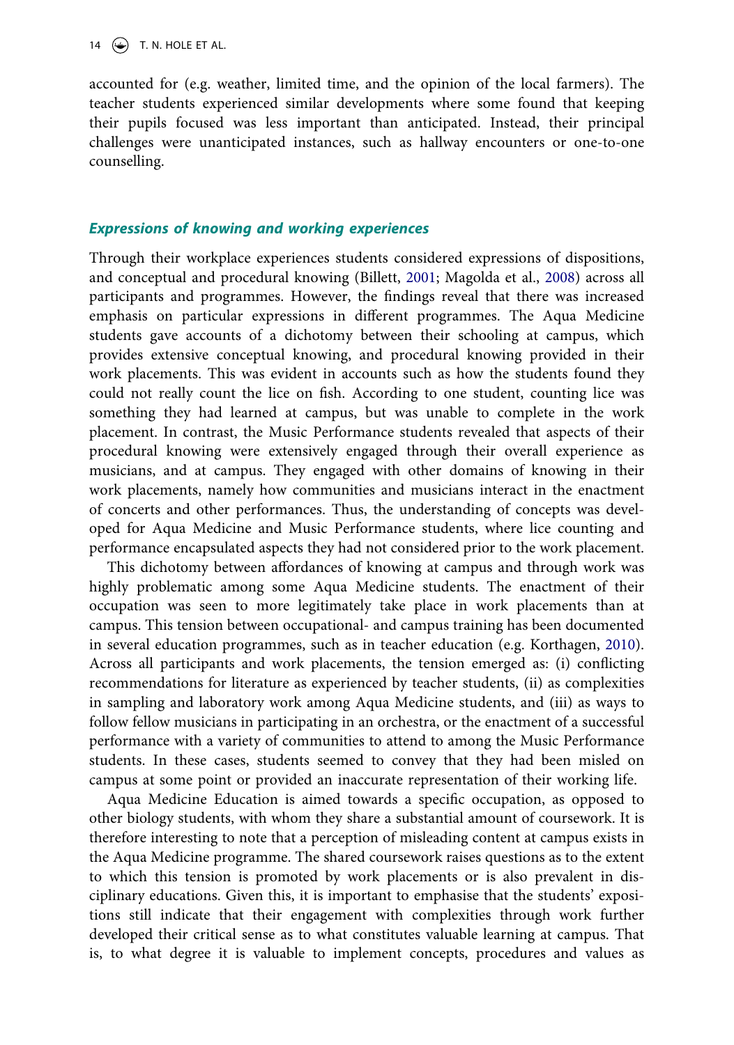accounted for (e.g. weather, limited time, and the opinion of the local farmers). The teacher students experienced similar developments where some found that keeping their pupils focused was less important than anticipated. Instead, their principal challenges were unanticipated instances, such as hallway encounters or one-to-one counselling.

### Expressions of knowing and working experiences

Through their workplace experiences students considered expressions of dispositions, and conceptual and procedural knowing (Billett, 2001; Magolda et al., 2008) across all participants and programmes. However, the findings reveal that there was increased emphasis on particular expressions in different programmes. The Aqua Medicine students gave accounts of a dichotomy between their schooling at campus, which provides extensive conceptual knowing, and procedural knowing provided in their work placements. This was evident in accounts such as how the students found they could not really count the lice on fish. According to one student, counting lice was something they had learned at campus, but was unable to complete in the work placement. In contrast, the Music Performance students revealed that aspects of their procedural knowing were extensively engaged through their overall experience as musicians, and at campus. They engaged with other domains of knowing in their work placements, namely how communities and musicians interact in the enactment of concerts and other performances. Thus, the understanding of concepts was developed for Aqua Medicine and Music Performance students, where lice counting and performance encapsulated aspects they had not considered prior to the work placement.

This dichotomy between affordances of knowing at campus and through work was highly problematic among some Aqua Medicine students. The enactment of their occupation was seen to more legitimately take place in work placements than at campus. This tension between occupational- and campus training has been documented in several education programmes, such as in teacher education (e.g. Korthagen, 2010). Across all participants and work placements, the tension emerged as: (i) conflicting recommendations for literature as experienced by teacher students, (ii) as complexities in sampling and laboratory work among Aqua Medicine students, and (iii) as ways to follow fellow musicians in participating in an orchestra, or the enactment of a successful performance with a variety of communities to attend to among the Music Performance students. In these cases, students seemed to convey that they had been misled on campus at some point or provided an inaccurate representation of their working life.

Aqua Medicine Education is aimed towards a specific occupation, as opposed to other biology students, with whom they share a substantial amount of coursework. It is therefore interesting to note that a perception of misleading content at campus exists in the Aqua Medicine programme. The shared coursework raises questions as to the extent to which this tension is promoted by work placements or is also prevalent in disciplinary educations. Given this, it is important to emphasise that the students' expositions still indicate that their engagement with complexities through work further developed their critical sense as to what constitutes valuable learning at campus. That is, to what degree it is valuable to implement concepts, procedures and values as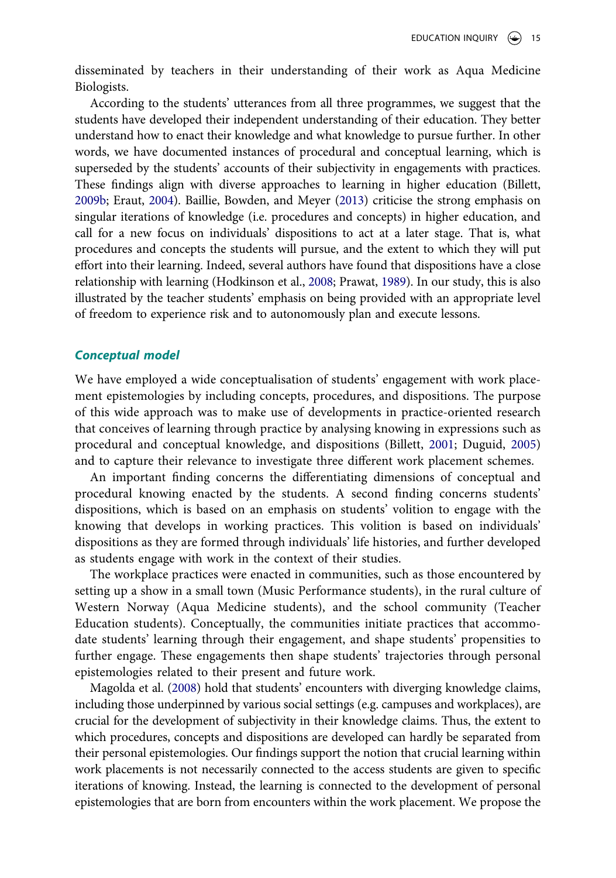disseminated by teachers in their understanding of their work as Aqua Medicine Biologists.

According to the students' utterances from all three programmes, we suggest that the students have developed their independent understanding of their education. They better understand how to enact their knowledge and what knowledge to pursue further. In other words, we have documented instances of procedural and conceptual learning, which is superseded by the students' accounts of their subjectivity in engagements with practices. These findings align with diverse approaches to learning in higher education (Billett, 2009b; Eraut, 2004). Baillie, Bowden, and Meyer (2013) criticise the strong emphasis on singular iterations of knowledge (i.e. procedures and concepts) in higher education, and call for a new focus on individuals' dispositions to act at a later stage. That is, what procedures and concepts the students will pursue, and the extent to which they will put effort into their learning. Indeed, several authors have found that dispositions have a close relationship with learning (Hodkinson et al., 2008; Prawat, 1989). In our study, this is also illustrated by the teacher students' emphasis on being provided with an appropriate level of freedom to experience risk and to autonomously plan and execute lessons.

### *Conceptual model*

We have employed a wide conceptualisation of students' engagement with work placement epistemologies by including concepts, procedures, and dispositions. The purpose of this wide approach was to make use of developments in practice-oriented research that conceives of learning through practice by analysing knowing in expressions such as procedural and conceptual knowledge, and dispositions (Billett, 2001; Duguid, 2005) and to capture their relevance to investigate three different work placement schemes.

An important finding concerns the differentiating dimensions of conceptual and procedural knowing enacted by the students. A second finding concerns students' dispositions, which is based on an emphasis on students' volition to engage with the knowing that develops in working practices. This volition is based on individuals' dispositions as they are formed through individuals' life histories, and further developed as students engage with work in the context of their studies.

The workplace practices were enacted in communities, such as those encountered by setting up a show in a small town (Music Performance students), in the rural culture of Western Norway (Aqua Medicine students), and the school community (Teacher Education students). Conceptually, the communities initiate practices that accommodate students' learning through their engagement, and shape students' propensities to further engage. These engagements then shape students' trajectories through personal epistemologies related to their present and future work.

Magolda et al. (2008) hold that students' encounters with diverging knowledge claims, including those underpinned by various social settings (e.g. campuses and workplaces), are crucial for the development of subjectivity in their knowledge claims. Thus, the extent to which procedures, concepts and dispositions are developed can hardly be separated from their personal epistemologies. Our findings support the notion that crucial learning within work placements is not necessarily connected to the access students are given to specific iterations of knowing. Instead, the learning is connected to the development of personal epistemologies that are born from encounters within the work placement. We propose the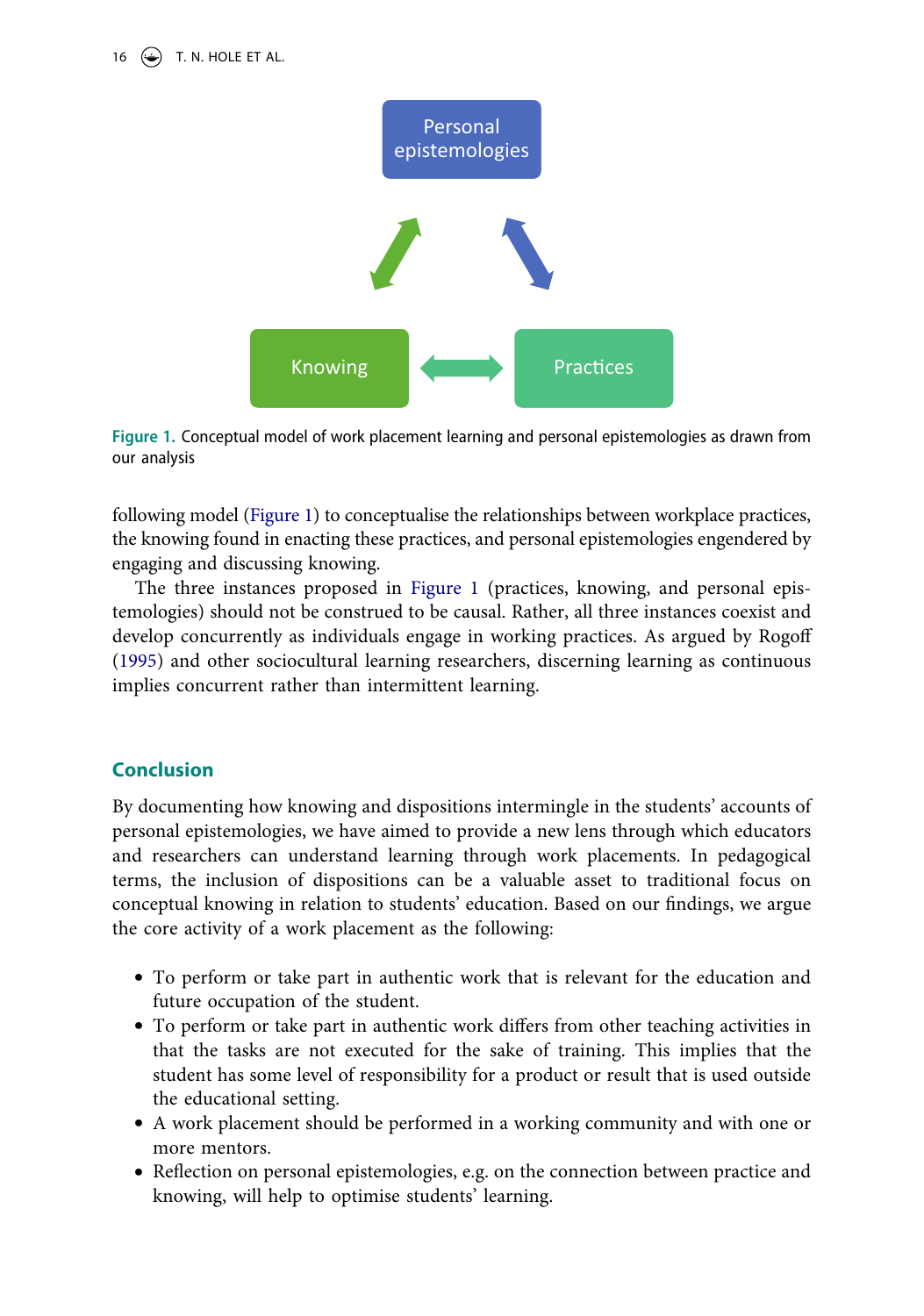Figure 1. Conceptual model of work placement learning and personal epistemologies as drawn from our analysis

following model (Figure 1) to conceptualise the relationships between workplace practices, the knowing found in enacting these practices, and personal epistemologies engendered by engaging and discussing knowing.

The three instances proposed in Figure 1 (practices, knowing, and personal epistemologies) should not be construed to be causal. Rather, all three instances coexist and develop concurrently as individuals engage in working practices. As argued by Rogoff (1995) and other sociocultural learning researchers, discerning learning as continuous implies concurrent rather than intermittent learning.

## Conclusion

By documenting how knowing and dispositions intermingle in the students' accounts of personal epistemologies, we have aimed to provide a new lens through which educators and researchers can understand learning through work placements. In pedagogical terms, the inclusion of dispositions can be a valuable asset to traditional focus on conceptual knowing in relation to students' education. Based on our findings, we argue the core activity of a work placement as the following:

- To perform or take part in authentic work that is relevant for the education and future occupation of the student.
- To perform or take part in authentic work differs from other teaching activities in that the tasks are not executed for the sake of training. This implies that the student has some level of responsibility for a product or result that is used outside the educational setting.
- A work placement should be performed in a working community and with one or more mentors.
- Reflection on personal epistemologies, e.g. on the connection between practice and knowing, will help to optimise students' learning.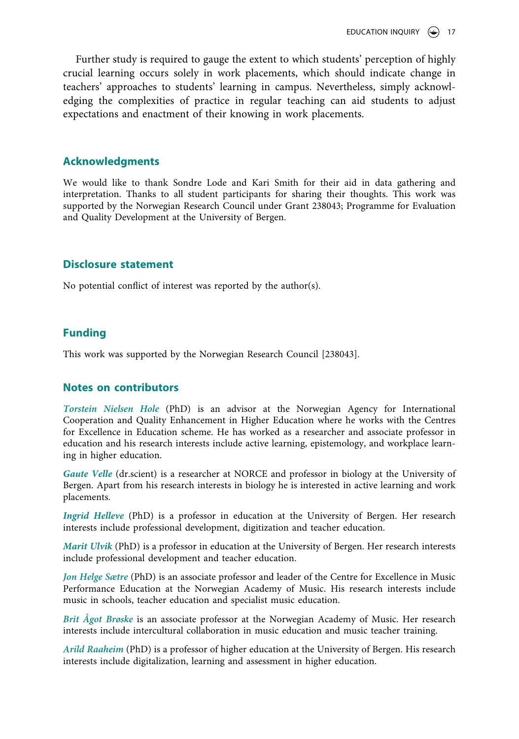Further study is required to gauge the extent to which students' perception of highly crucial learning occurs solely in work placements, which should indicate change in teachers' approaches to students' learning in campus. Nevertheless, simply acknowledging the complexities of practice in regular teaching can aid students to adjust expectations and enactment of their knowing in work placements.

## Acknowledgments

We would like to thank Sondre Lode and Kari Smith for their aid in data gathering and interpretation. Thanks to all student participants for sharing their thoughts. This work was supported by the Norwegian Research Council under Grant 238043; Programme for Evaluation and Quality Development at the University of Bergen.

## Disclosure statement

No potential conflict of interest was reported by the author(s).

## Funding

This work was supported by the Norwegian Research Council [238043].

## Notes on contributors

***Torstein Nielsen Hole*** (PhD) is an advisor at the Norwegian Agency for International Cooperation and Quality Enhancement in Higher Education where he works with the Centres for Excellence in Education scheme. He has worked as a researcher and associate professor in education and his research interests include active learning, epistemology, and workplace learning in higher education.

***Gaute Velle*** (dr.scient) is a researcher at NORCE and professor in biology at the University of Bergen. Apart from his research interests in biology he is interested in active learning and work placements.

***Ingrid Helleve*** (PhD) is a professor in education at the University of Bergen. Her research interests include professional development, digitization and teacher education.

***Marit Ulvik*** (PhD) is a professor in education at the University of Bergen. Her research interests include professional development and teacher education.

***Jon Helge Sætre*** (PhD) is an associate professor and leader of the Centre for Excellence in Music Performance Education at the Norwegian Academy of Music. His research interests include music in schools, teacher education and specialist music education.

***Brit Ågot Brøske*** is an associate professor at the Norwegian Academy of Music. Her research interests include intercultural collaboration in music education and music teacher training.

***Arild Raaheim*** (PhD) is a professor of higher education at the University of Bergen. His research interests include digitalization, learning and assessment in higher education.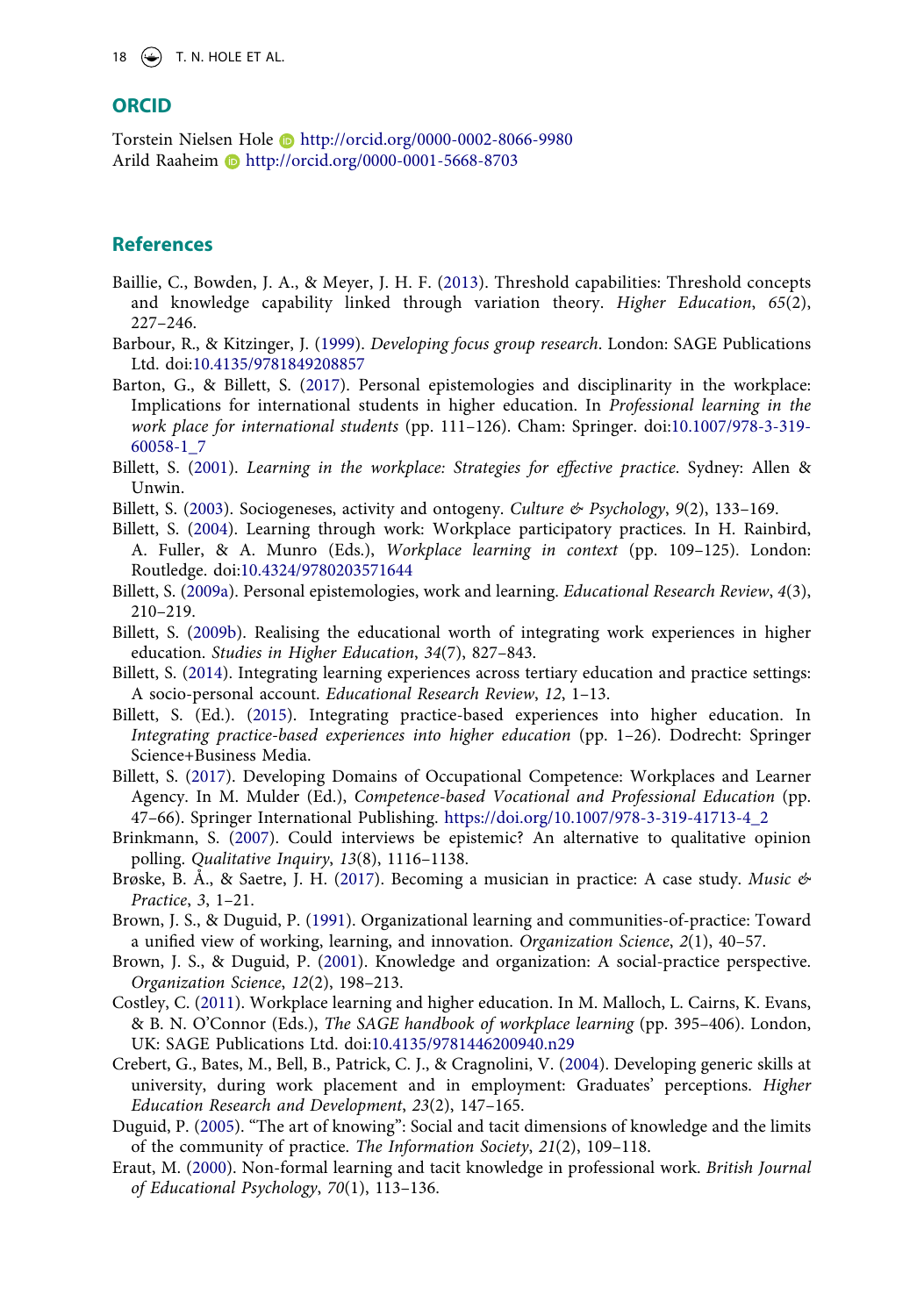## ORCID

Torstein Nielsen Hole http://orcid.org/0000-0002-8066-9980
Arild Raaheim http://orcid.org/0000-0001-5668-8703

## References

Baillie, C., Bowden, J. A., & Meyer, J. H. F. (2013). Threshold capabilities: Threshold concepts and knowledge capability linked through variation theory. *Higher Education*, *65*(2), 227–246.

Barbour, R., & Kitzinger, J. (1999). *Developing focus group research*. London: SAGE Publications Ltd. doi:10.4135/9781849208857

Barton, G., & Billett, S. (2017). Personal epistemologies and disciplinarity in the workplace: Implications for international students in higher education. In *Professional learning in the work place for international students* (pp. 111–126). Cham: Springer. doi:10.1007/978-3-319-60058-1_7

Billett, S. (2001). *Learning in the workplace: Strategies for effective practice*. Sydney: Allen & Unwin.

Billett, S. (2003). Sociogeneses, activity and ontogeny. *Culture & Psychology*, *9*(2), 133–169.

Billett, S. (2004). Learning through work: Workplace participatory practices. In H. Rainbird, A. Fuller, & A. Munro (Eds.), *Workplace learning in context* (pp. 109–125). London: Routledge. doi:10.4324/9780203571644

Billett, S. (2009a). Personal epistemologies, work and learning. *Educational Research Review*, *4*(3), 210–219.

Billett, S. (2009b). Realising the educational worth of integrating work experiences in higher education. *Studies in Higher Education*, *34*(7), 827–843.

Billett, S. (2014). Integrating learning experiences across tertiary education and practice settings: A socio-personal account. *Educational Research Review*, *12*, 1–13.

Billett, S. (Ed.). (2015). Integrating practice-based experiences into higher education. In *Integrating practice-based experiences into higher education* (pp. 1–26). Dodrecht: Springer Science+Business Media.

Billett, S. (2017). Developing Domains of Occupational Competence: Workplaces and Learner Agency. In M. Mulder (Ed.), *Competence-based Vocational and Professional Education* (pp. 47–66). Springer International Publishing. https://doi.org/10.1007/978-3-319-41713-4_2

Brinkmann, S. (2007). Could interviews be epistemic? An alternative to qualitative opinion polling. *Qualitative Inquiry*, *13*(8), 1116–1138.

Brøske, B. Å., & Saetre, J. H. (2017). Becoming a musician in practice: A case study. *Music & Practice*, *3*, 1–21.

Brown, J. S., & Duguid, P. (1991). Organizational learning and communities-of-practice: Toward a unified view of working, learning, and innovation. *Organization Science*, *2*(1), 40–57.

Brown, J. S., & Duguid, P. (2001). Knowledge and organization: A social-practice perspective. *Organization Science*, *12*(2), 198–213.

Costley, C. (2011). Workplace learning and higher education. In M. Malloch, L. Cairns, K. Evans, & B. N. O'Connor (Eds.), *The SAGE handbook of workplace learning* (pp. 395–406). London, UK: SAGE Publications Ltd. doi:10.4135/9781446200940.n29

Crebert, G., Bates, M., Bell, B., Patrick, C. J., & Cragnolini, V. (2004). Developing generic skills at university, during work placement and in employment: Graduates' perceptions. *Higher Education Research and Development*, *23*(2), 147–165.

Duguid, P. (2005). "The art of knowing": Social and tacit dimensions of knowledge and the limits of the community of practice. *The Information Society*, *21*(2), 109–118.

Eraut, M. (2000). Non-formal learning and tacit knowledge in professional work. *British Journal of Educational Psychology*, *70*(1), 113–136.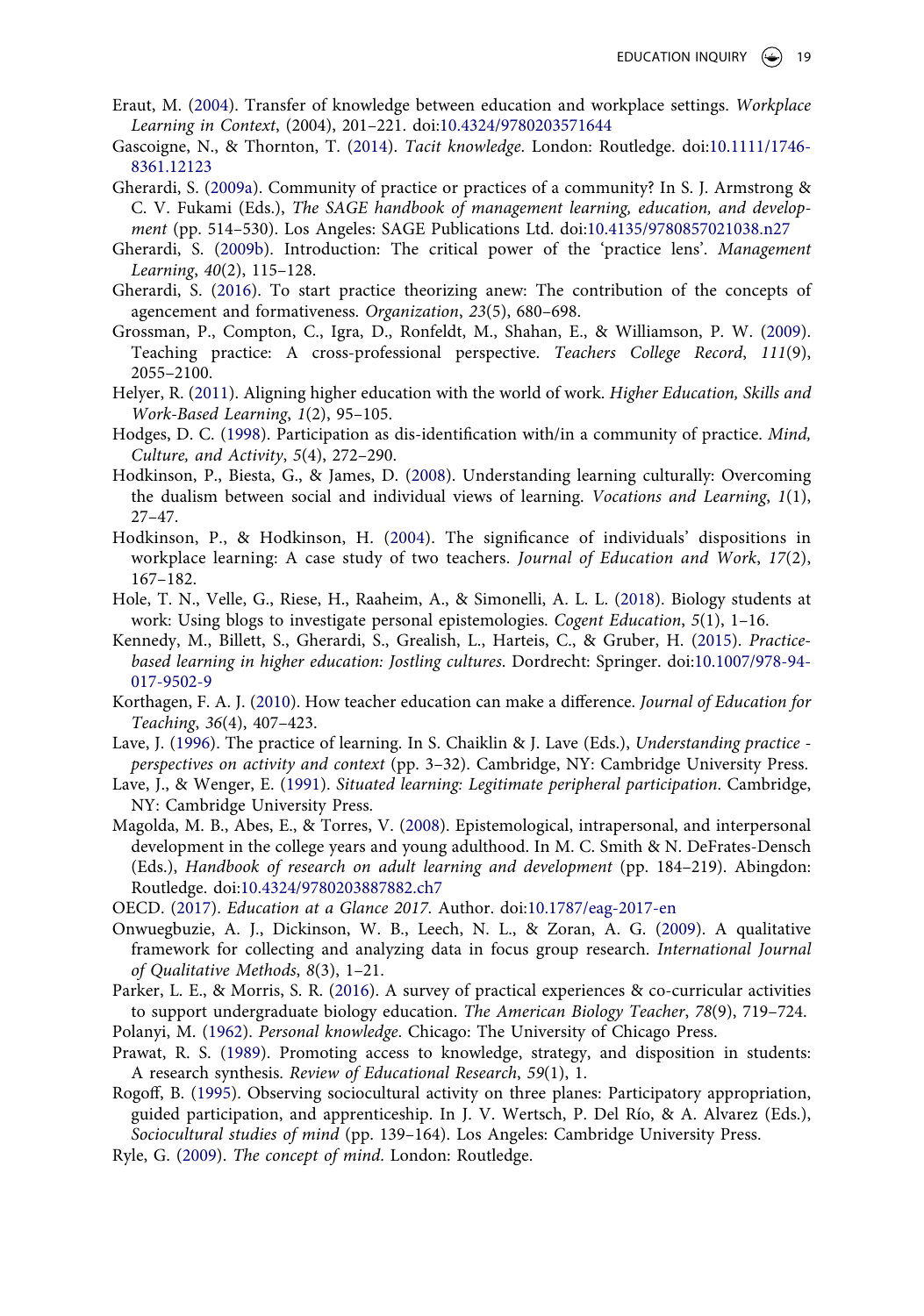Eraut, M. (2004). Transfer of knowledge between education and workplace settings. *Workplace Learning in Context*, (2004), 201–221. doi:10.4324/9780203571644

Gascoigne, N., & Thornton, T. (2014). *Tacit knowledge*. London: Routledge. doi:10.1111/1746-8361.12123

Gherardi, S. (2009a). Community of practice or practices of a community? In S. J. Armstrong & C. V. Fukami (Eds.), *The SAGE handbook of management learning, education, and development* (pp. 514–530). Los Angeles: SAGE Publications Ltd. doi:10.4135/9780857021038.n27

Gherardi, S. (2009b). Introduction: The critical power of the 'practice lens'. *Management Learning*, *40*(2), 115–128.

Gherardi, S. (2016). To start practice theorizing anew: The contribution of the concepts of agencement and formativeness. *Organization*, *23*(5), 680–698.

Grossman, P., Compton, C., Igra, D., Ronfeldt, M., Shahan, E., & Williamson, P. W. (2009). Teaching practice: A cross-professional perspective. *Teachers College Record*, *111*(9), 2055–2100.

Helyer, R. (2011). Aligning higher education with the world of work. *Higher Education, Skills and Work-Based Learning*, *1*(2), 95–105.

Hodges, D. C. (1998). Participation as dis-identification with/in a community of practice. *Mind, Culture, and Activity*, *5*(4), 272–290.

Hodkinson, P., Biesta, G., & James, D. (2008). Understanding learning culturally: Overcoming the dualism between social and individual views of learning. *Vocations and Learning*, *1*(1), 27–47.

Hodkinson, P., & Hodkinson, H. (2004). The significance of individuals' dispositions in workplace learning: A case study of two teachers. *Journal of Education and Work*, *17*(2), 167–182.

Hole, T. N., Velle, G., Riese, H., Raaheim, A., & Simonelli, A. L. L. (2018). Biology students at work: Using blogs to investigate personal epistemologies. *Cogent Education*, *5*(1), 1–16.

Kennedy, M., Billett, S., Gherardi, S., Grealish, L., Harteis, C., & Gruber, H. (2015). *Practice-based learning in higher education: Jostling cultures*. Dordrecht: Springer. doi:10.1007/978-94-017-9502-9

Korthagen, F. A. J. (2010). How teacher education can make a difference. *Journal of Education for Teaching*, *36*(4), 407–423.

Lave, J. (1996). The practice of learning. In S. Chaiklin & J. Lave (Eds.), *Understanding practice - perspectives on activity and context* (pp. 3–32). Cambridge, NY: Cambridge University Press.

Lave, J., & Wenger, E. (1991). *Situated learning: Legitimate peripheral participation*. Cambridge, NY: Cambridge University Press.

Magolda, M. B., Abes, E., & Torres, V. (2008). Epistemological, intrapersonal, and interpersonal development in the college years and young adulthood. In M. C. Smith & N. DeFrates-Densch (Eds.), *Handbook of research on adult learning and development* (pp. 184–219). Abingdon: Routledge. doi:10.4324/9780203887882.ch7

OECD. (2017). *Education at a Glance 2017*. Author. doi:10.1787/eag-2017-en

Onwuegbuzie, A. J., Dickinson, W. B., Leech, N. L., & Zoran, A. G. (2009). A qualitative framework for collecting and analyzing data in focus group research. *International Journal of Qualitative Methods*, *8*(3), 1–21.

Parker, L. E., & Morris, S. R. (2016). A survey of practical experiences & co-curricular activities to support undergraduate biology education. *The American Biology Teacher*, *78*(9), 719–724.

Polanyi, M. (1962). *Personal knowledge*. Chicago: The University of Chicago Press.

Prawat, R. S. (1989). Promoting access to knowledge, strategy, and disposition in students: A research synthesis. *Review of Educational Research*, *59*(1), 1.

Rogoff, B. (1995). Observing sociocultural activity on three planes: Participatory appropriation, guided participation, and apprenticeship. In J. V. Wertsch, P. Del Río, & A. Alvarez (Eds.), *Sociocultural studies of mind* (pp. 139–164). Los Angeles: Cambridge University Press.

Ryle, G. (2009). *The concept of mind*. London: Routledge.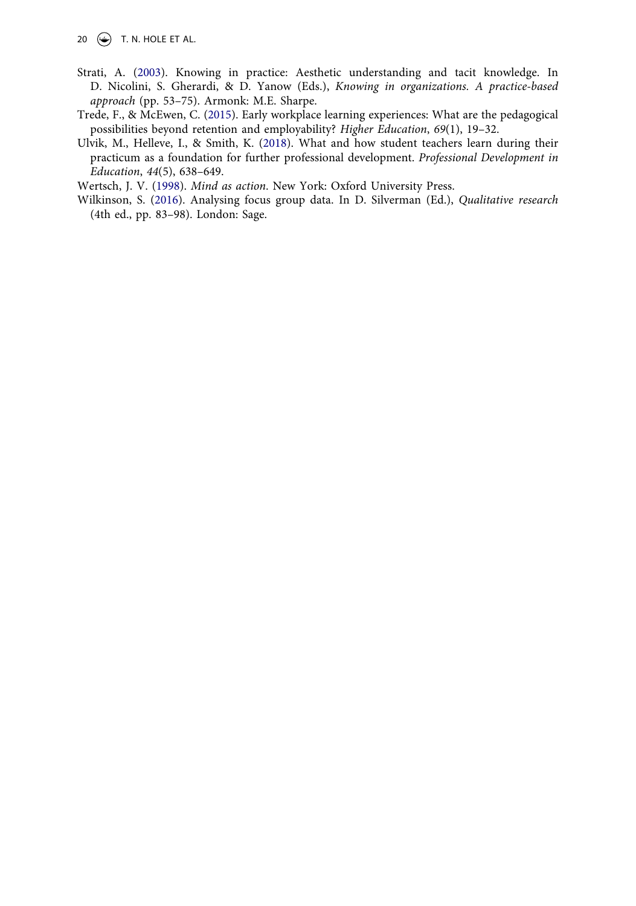Strati, A. (2003). Knowing in practice: Aesthetic understanding and tacit knowledge. In D. Nicolini, S. Gherardi, & D. Yanow (Eds.), *Knowing in organizations. A practice-based approach* (pp. 53–75). Armonk: M.E. Sharpe.

Trede, F., & McEwen, C. (2015). Early workplace learning experiences: What are the pedagogical possibilities beyond retention and employability? *Higher Education*, *69*(1), 19–32.

Ulvik, M., Helleve, I., & Smith, K. (2018). What and how student teachers learn during their practicum as a foundation for further professional development. *Professional Development in Education*, *44*(5), 638–649.

Wertsch, J. V. (1998). *Mind as action*. New York: Oxford University Press.

Wilkinson, S. (2016). Analysing focus group data. In D. Silverman (Ed.), *Qualitative research* (4th ed., pp. 83–98). London: Sage.